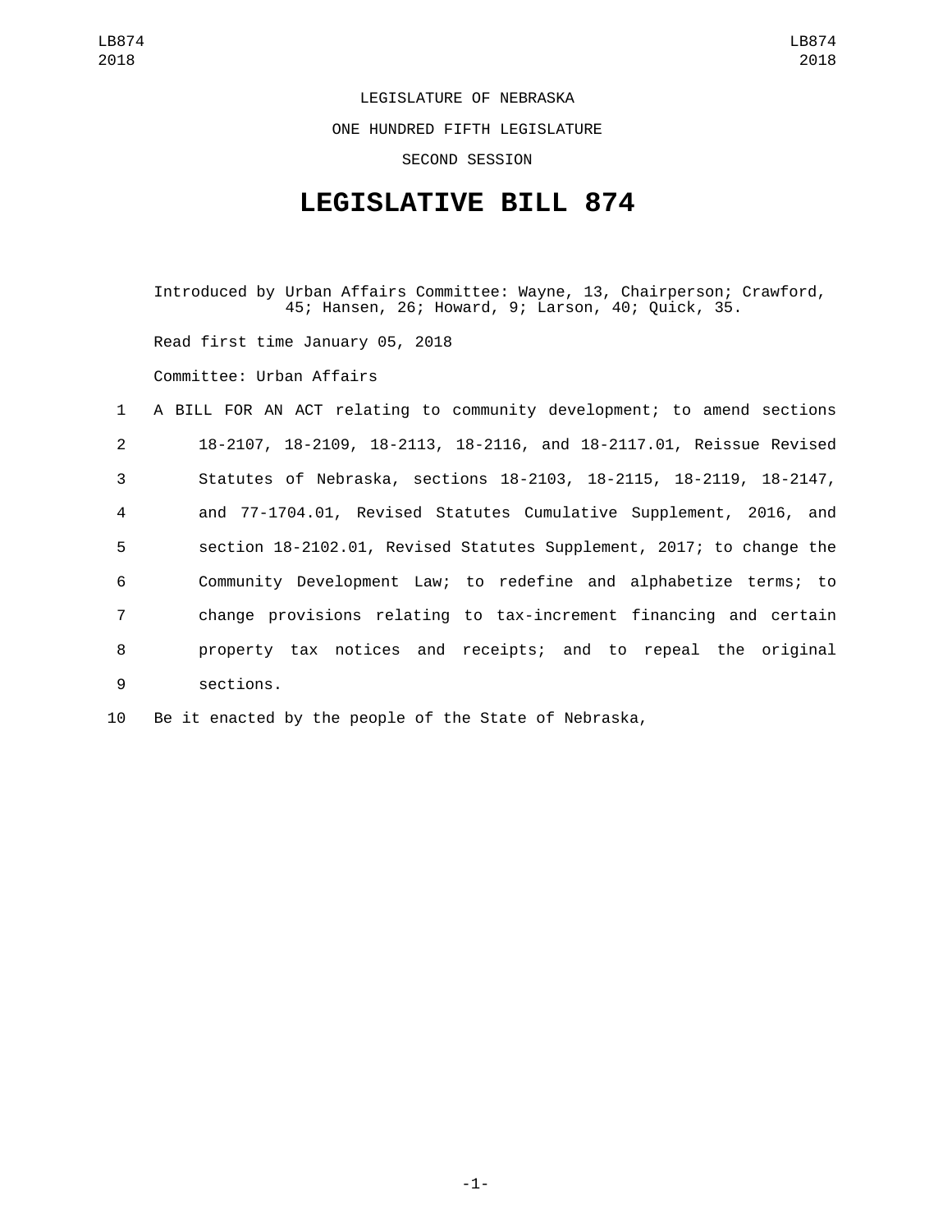LEGISLATURE OF NEBRASKA

ONE HUNDRED FIFTH LEGISLATURE

SECOND SESSION

# LEGISLATIVE BILL 874

Introduced by Urban Affairs Committee: Wayne, 13, Chairperson; Crawford, 45; Hansen, 26; Howard, 9; Larson, 40; Quick, 35.

Read first time January 05, 2018

Committee: Urban Affairs

1 A BILL FOR AN ACT relating to community development; to amend sections
2 18-2107, 18-2109, 18-2113, 18-2116, and 18-2117.01, Reissue Revised
3 Statutes of Nebraska, sections 18-2103, 18-2115, 18-2119, 18-2147,
4 and 77-1704.01, Revised Statutes Cumulative Supplement, 2016, and
5 section 18-2102.01, Revised Statutes Supplement, 2017; to change the
6 Community Development Law; to redefine and alphabetize terms; to
7 change provisions relating to tax-increment financing and certain
8 property tax notices and receipts; and to repeal the original
9 sections.

10 Be it enacted by the people of the State of Nebraska,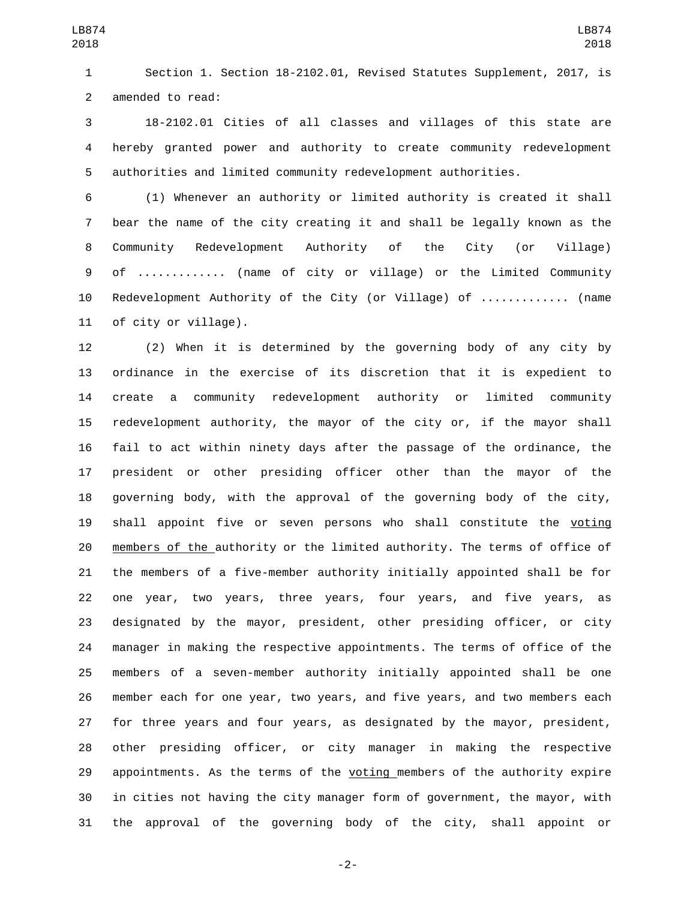Section 1. Section 18-2102.01, Revised Statutes Supplement, 2017, is amended to read:

18-2102.01 Cities of all classes and villages of this state are hereby granted power and authority to create community redevelopment authorities and limited community redevelopment authorities.

(1) Whenever an authority or limited authority is created it shall bear the name of the city creating it and shall be legally known as the Community Redevelopment Authority of the City (or Village) of ............ (name of city or village) or the Limited Community Redevelopment Authority of the City (or Village) of ............ (name of city or village).

(2) When it is determined by the governing body of any city by ordinance in the exercise of its discretion that it is expedient to create a community redevelopment authority or limited community redevelopment authority, the mayor of the city or, if the mayor shall fail to act within ninety days after the passage of the ordinance, the president or other presiding officer other than the mayor of the governing body, with the approval of the governing body of the city, shall appoint five or seven persons who shall constitute the voting members of the authority or the limited authority. The terms of office of the members of a five-member authority initially appointed shall be for one year, two years, three years, four years, and five years, as designated by the mayor, president, other presiding officer, or city manager in making the respective appointments. The terms of office of the members of a seven-member authority initially appointed shall be one member each for one year, two years, and five years, and two members each for three years and four years, as designated by the mayor, president, other presiding officer, or city manager in making the respective appointments. As the terms of the voting members of the authority expire in cities not having the city manager form of government, the mayor, with the approval of the governing body of the city, shall appoint or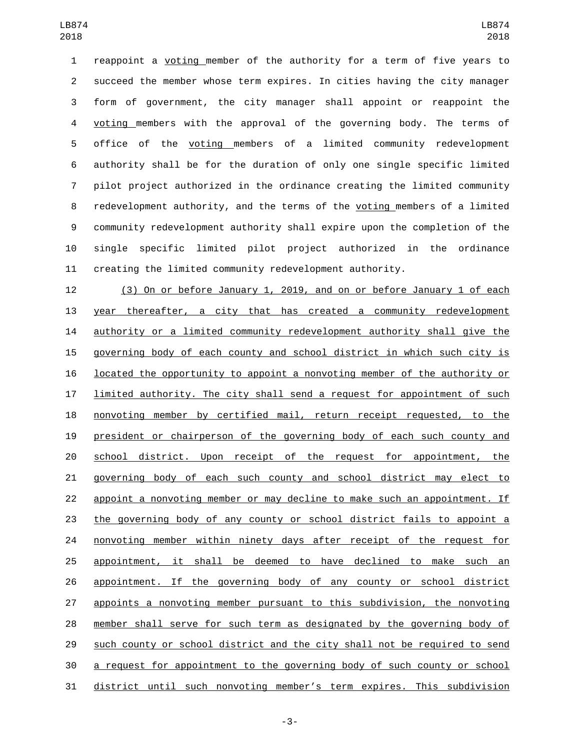reappoint a <u>voting</u> member of the authority for a term of five years to succeed the member whose term expires. In cities having the city manager form of government, the city manager shall appoint or reappoint the <u>voting</u> members with the approval of the governing body. The terms of office of the <u>voting</u> members of a limited community redevelopment authority shall be for the duration of only one single specific limited pilot project authorized in the ordinance creating the limited community redevelopment authority, and the terms of the <u>voting</u> members of a limited community redevelopment authority shall expire upon the completion of the single specific limited pilot project authorized in the ordinance creating the limited community redevelopment authority.

<u>(3) On or before January 1, 2019, and on or before January 1 of each year thereafter, a city that has created a community redevelopment authority or a limited community redevelopment authority shall give the governing body of each county and school district in which such city is located the opportunity to appoint a nonvoting member of the authority or limited authority. The city shall send a request for appointment of such nonvoting member by certified mail, return receipt requested, to the president or chairperson of the governing body of each such county and school district. Upon receipt of the request for appointment, the governing body of each such county and school district may elect to appoint a nonvoting member or may decline to make such an appointment. If the governing body of any county or school district fails to appoint a nonvoting member within ninety days after receipt of the request for appointment, it shall be deemed to have declined to make such an appointment. If the governing body of any county or school district appoints a nonvoting member pursuant to this subdivision, the nonvoting member shall serve for such term as designated by the governing body of such county or school district and the city shall not be required to send a request for appointment to the governing body of such county or school district until such nonvoting member's term expires. This subdivision</u>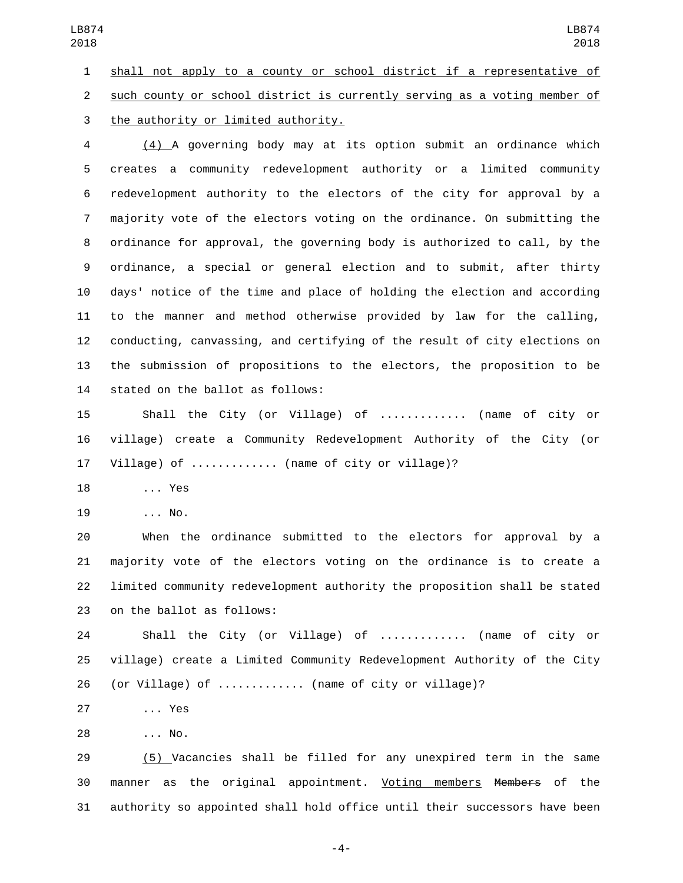shall not apply to a county or school district if a representative of such county or school district is currently serving as a voting member of the authority or limited authority.

(4) A governing body may at its option submit an ordinance which creates a community redevelopment authority or a limited community redevelopment authority to the electors of the city for approval by a majority vote of the electors voting on the ordinance. On submitting the ordinance for approval, the governing body is authorized to call, by the ordinance, a special or general election and to submit, after thirty days' notice of the time and place of holding the election and according to the manner and method otherwise provided by law for the calling, conducting, canvassing, and certifying of the result of city elections on the submission of propositions to the electors, the proposition to be stated on the ballot as follows:

Shall the City (or Village) of ............. (name of city or village) create a Community Redevelopment Authority of the City (or Village) of ............. (name of city or village)?

... Yes

... No.

When the ordinance submitted to the electors for approval by a majority vote of the electors voting on the ordinance is to create a limited community redevelopment authority the proposition shall be stated on the ballot as follows:

Shall the City (or Village) of ............. (name of city or village) create a Limited Community Redevelopment Authority of the City (or Village) of ............. (name of city or village)?

... Yes

... No.

(5) Vacancies shall be filled for any unexpired term in the same manner as the original appointment. Voting members ~~Members~~ of the authority so appointed shall hold office until their successors have been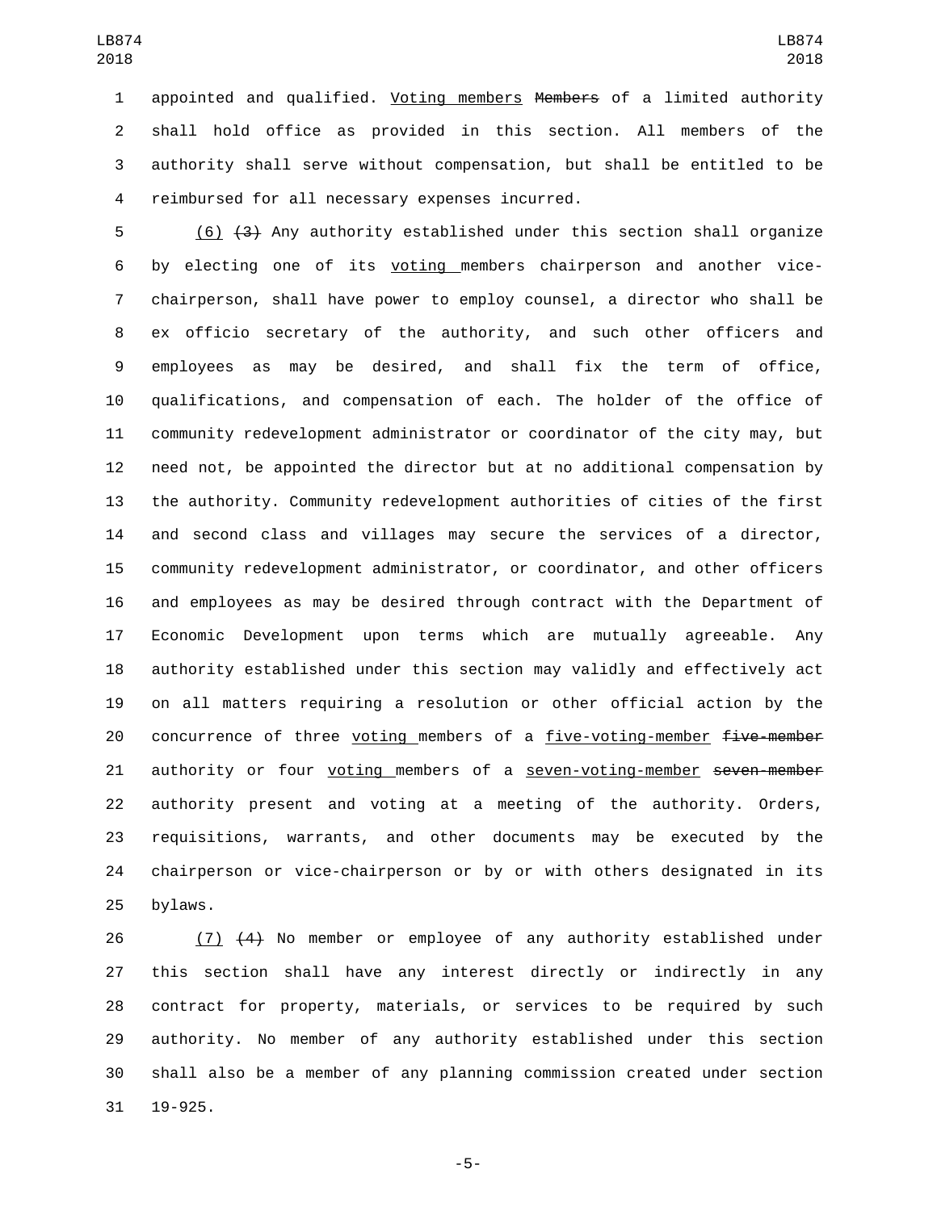appointed and qualified. Voting members ~~Members~~ of a limited authority shall hold office as provided in this section. All members of the authority shall serve without compensation, but shall be entitled to be reimbursed for all necessary expenses incurred.

(6) ~~(3)~~ Any authority established under this section shall organize by electing one of its voting members chairperson and another vice-chairperson, shall have power to employ counsel, a director who shall be ex officio secretary of the authority, and such other officers and employees as may be desired, and shall fix the term of office, qualifications, and compensation of each. The holder of the office of community redevelopment administrator or coordinator of the city may, but need not, be appointed the director but at no additional compensation by the authority. Community redevelopment authorities of cities of the first and second class and villages may secure the services of a director, community redevelopment administrator, or coordinator, and other officers and employees as may be desired through contract with the Department of Economic Development upon terms which are mutually agreeable. Any authority established under this section may validly and effectively act on all matters requiring a resolution or other official action by the concurrence of three voting members of a five-voting-member ~~five-member~~ authority or four voting members of a seven-voting-member ~~seven-member~~ authority present and voting at a meeting of the authority. Orders, requisitions, warrants, and other documents may be executed by the chairperson or vice-chairperson or by or with others designated in its bylaws.

(7) ~~(4)~~ No member or employee of any authority established under this section shall have any interest directly or indirectly in any contract for property, materials, or services to be required by such authority. No member of any authority established under this section shall also be a member of any planning commission created under section 19-925.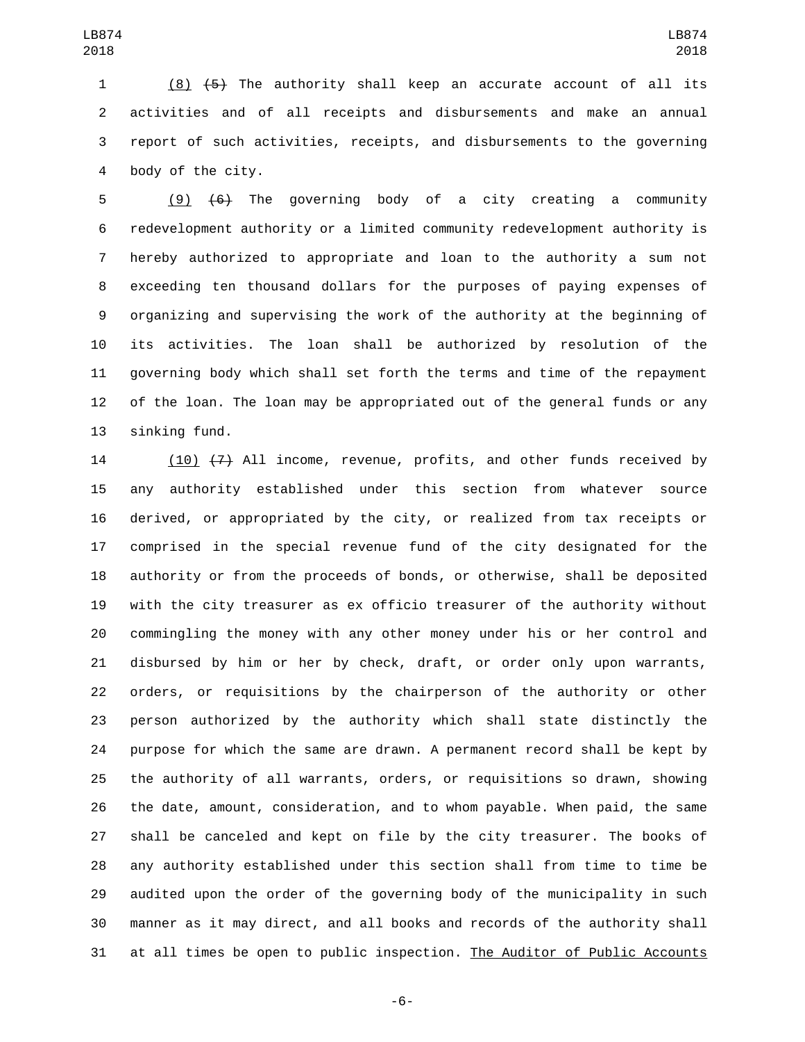(8) ~~(5)~~ The authority shall keep an accurate account of all its activities and of all receipts and disbursements and make an annual report of such activities, receipts, and disbursements to the governing body of the city.

(9) ~~(6)~~ The governing body of a city creating a community redevelopment authority or a limited community redevelopment authority is hereby authorized to appropriate and loan to the authority a sum not exceeding ten thousand dollars for the purposes of paying expenses of organizing and supervising the work of the authority at the beginning of its activities. The loan shall be authorized by resolution of the governing body which shall set forth the terms and time of the repayment of the loan. The loan may be appropriated out of the general funds or any sinking fund.

(10) ~~(7)~~ All income, revenue, profits, and other funds received by any authority established under this section from whatever source derived, or appropriated by the city, or realized from tax receipts or comprised in the special revenue fund of the city designated for the authority or from the proceeds of bonds, or otherwise, shall be deposited with the city treasurer as ex officio treasurer of the authority without commingling the money with any other money under his or her control and disbursed by him or her by check, draft, or order only upon warrants, orders, or requisitions by the chairperson of the authority or other person authorized by the authority which shall state distinctly the purpose for which the same are drawn. A permanent record shall be kept by the authority of all warrants, orders, or requisitions so drawn, showing the date, amount, consideration, and to whom payable. When paid, the same shall be canceled and kept on file by the city treasurer. The books of any authority established under this section shall from time to time be audited upon the order of the governing body of the municipality in such manner as it may direct, and all books and records of the authority shall at all times be open to public inspection. The Auditor of Public Accounts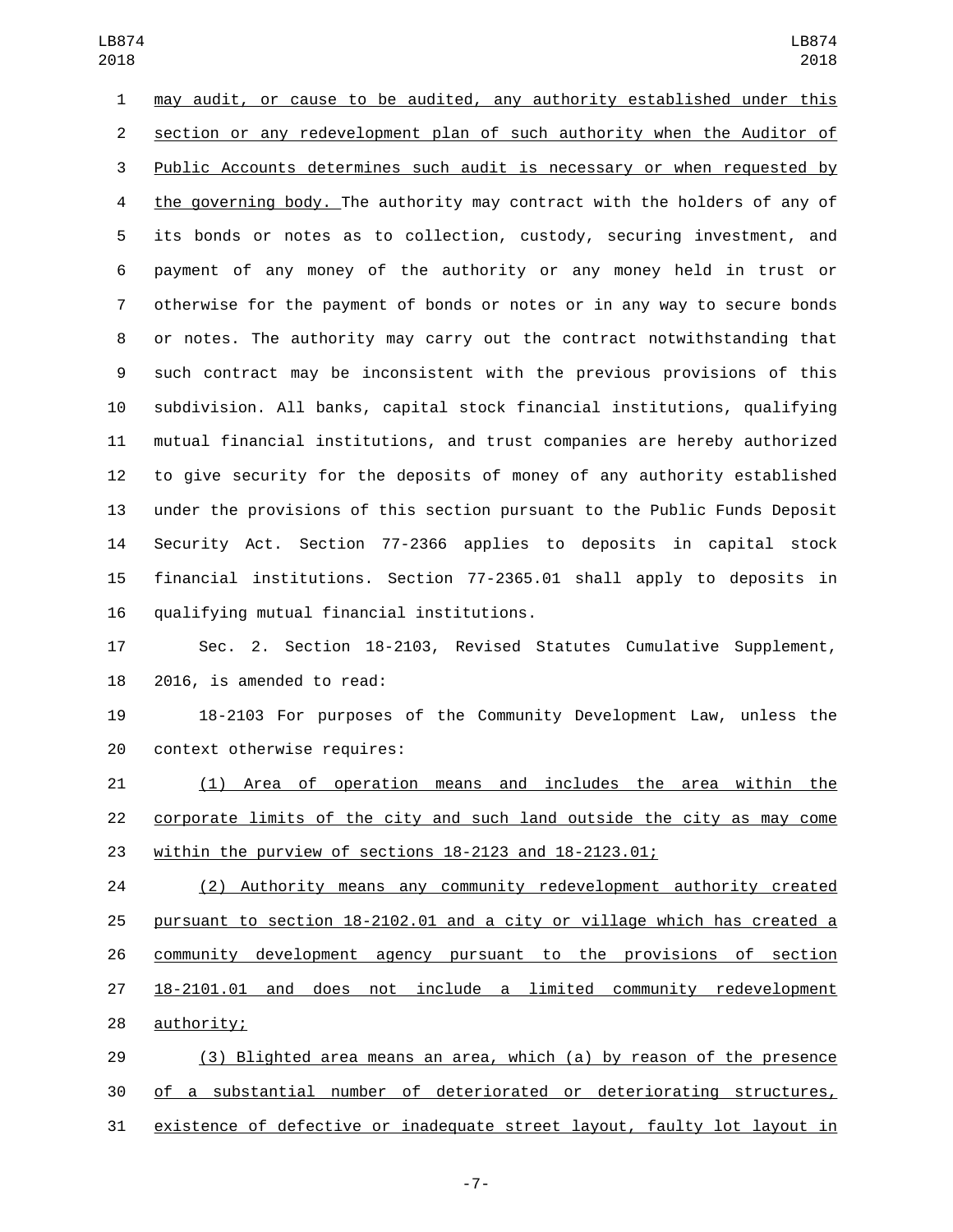may audit, or cause to be audited, any authority established under this section or any redevelopment plan of such authority when the Auditor of Public Accounts determines such audit is necessary or when requested by the governing body. The authority may contract with the holders of any of its bonds or notes as to collection, custody, securing investment, and payment of any money of the authority or any money held in trust or otherwise for the payment of bonds or notes or in any way to secure bonds or notes. The authority may carry out the contract notwithstanding that such contract may be inconsistent with the previous provisions of this subdivision. All banks, capital stock financial institutions, qualifying mutual financial institutions, and trust companies are hereby authorized to give security for the deposits of money of any authority established under the provisions of this section pursuant to the Public Funds Deposit Security Act. Section 77-2366 applies to deposits in capital stock financial institutions. Section 77-2365.01 shall apply to deposits in qualifying mutual financial institutions.

Sec. 2. Section 18-2103, Revised Statutes Cumulative Supplement, 2016, is amended to read:

18-2103 For purposes of the Community Development Law, unless the context otherwise requires:

(1) Area of operation means and includes the area within the corporate limits of the city and such land outside the city as may come within the purview of sections 18-2123 and 18-2123.01;

(2) Authority means any community redevelopment authority created pursuant to section 18-2102.01 and a city or village which has created a community development agency pursuant to the provisions of section 18-2101.01 and does not include a limited community redevelopment authority;

(3) Blighted area means an area, which (a) by reason of the presence of a substantial number of deteriorated or deteriorating structures, existence of defective or inadequate street layout, faulty lot layout in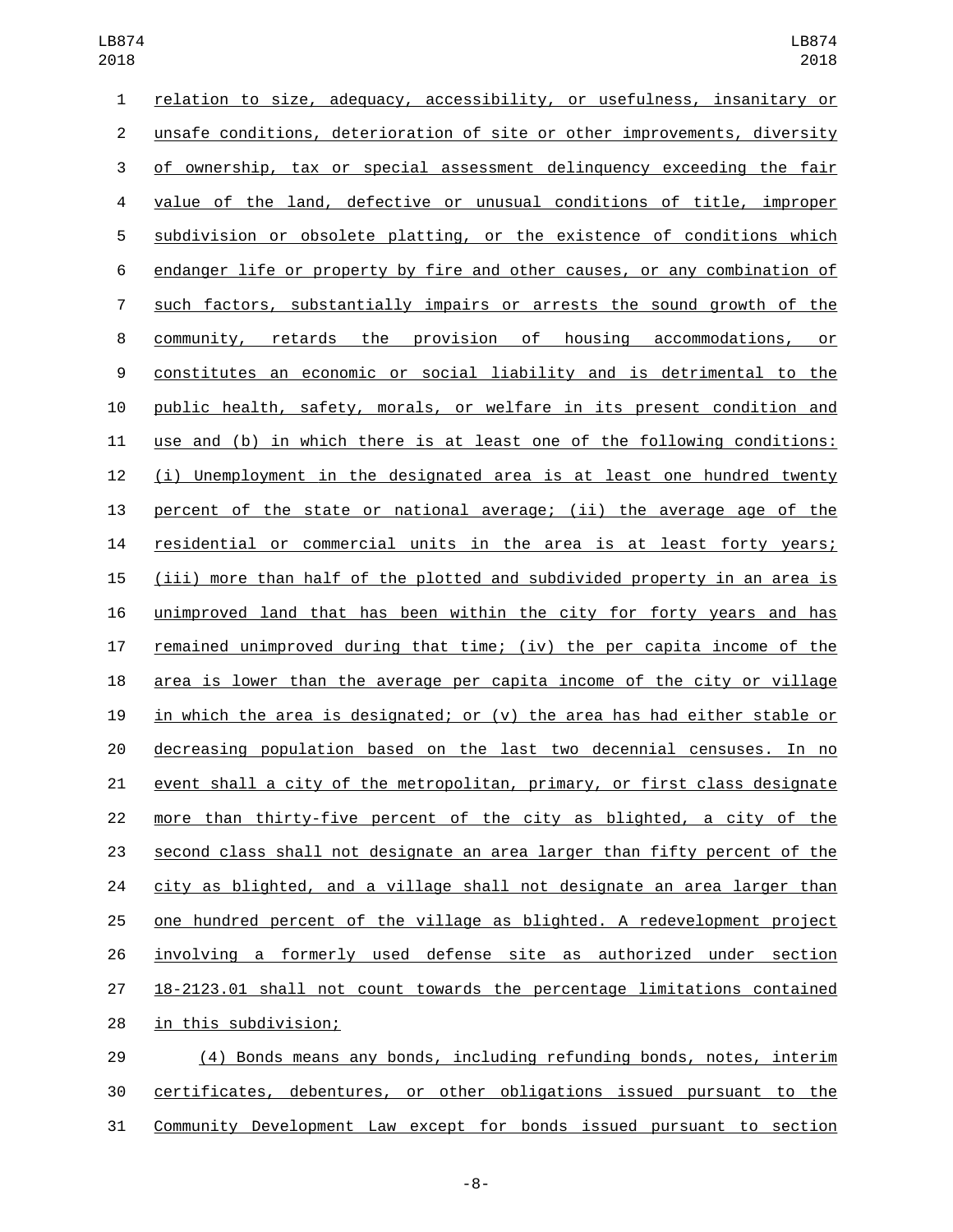relation to size, adequacy, accessibility, or usefulness, insanitary or unsafe conditions, deterioration of site or other improvements, diversity of ownership, tax or special assessment delinquency exceeding the fair value of the land, defective or unusual conditions of title, improper subdivision or obsolete platting, or the existence of conditions which endanger life or property by fire and other causes, or any combination of such factors, substantially impairs or arrests the sound growth of the community, retards the provision of housing accommodations, or constitutes an economic or social liability and is detrimental to the public health, safety, morals, or welfare in its present condition and use and (b) in which there is at least one of the following conditions: (i) Unemployment in the designated area is at least one hundred twenty percent of the state or national average; (ii) the average age of the residential or commercial units in the area is at least forty years; (iii) more than half of the plotted and subdivided property in an area is unimproved land that has been within the city for forty years and has remained unimproved during that time; (iv) the per capita income of the area is lower than the average per capita income of the city or village in which the area is designated; or (v) the area has had either stable or decreasing population based on the last two decennial censuses. In no event shall a city of the metropolitan, primary, or first class designate more than thirty-five percent of the city as blighted, a city of the second class shall not designate an area larger than fifty percent of the city as blighted, and a village shall not designate an area larger than one hundred percent of the village as blighted. A redevelopment project involving a formerly used defense site as authorized under section 18-2123.01 shall not count towards the percentage limitations contained in this subdivision;

(4) Bonds means any bonds, including refunding bonds, notes, interim certificates, debentures, or other obligations issued pursuant to the Community Development Law except for bonds issued pursuant to section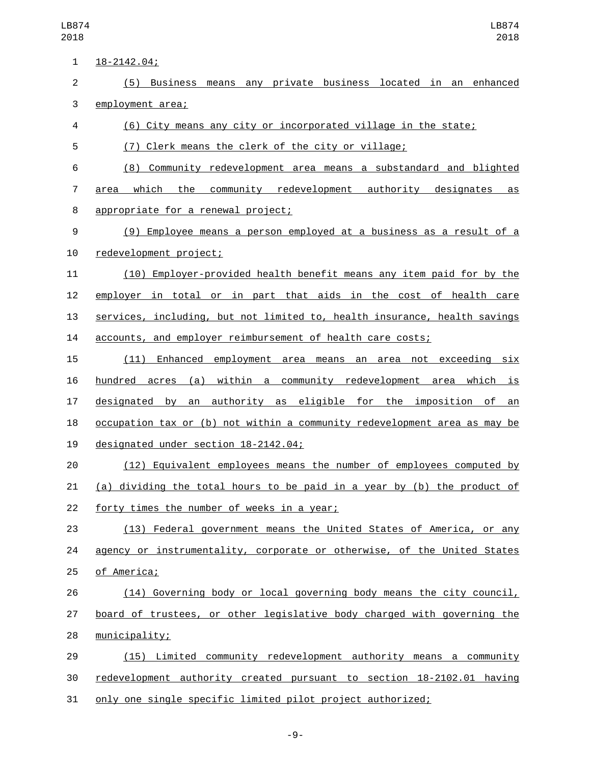18-2142.04;

(5) Business means any private business located in an enhanced employment area;

(6) City means any city or incorporated village in the state;

(7) Clerk means the clerk of the city or village;

(8) Community redevelopment area means a substandard and blighted area which the community redevelopment authority designates as appropriate for a renewal project;

(9) Employee means a person employed at a business as a result of a redevelopment project;

(10) Employer-provided health benefit means any item paid for by the employer in total or in part that aids in the cost of health care services, including, but not limited to, health insurance, health savings accounts, and employer reimbursement of health care costs;

(11) Enhanced employment area means an area not exceeding six hundred acres (a) within a community redevelopment area which is designated by an authority as eligible for the imposition of an occupation tax or (b) not within a community redevelopment area as may be designated under section 18-2142.04;

(12) Equivalent employees means the number of employees computed by (a) dividing the total hours to be paid in a year by (b) the product of forty times the number of weeks in a year;

(13) Federal government means the United States of America, or any agency or instrumentality, corporate or otherwise, of the United States of America;

(14) Governing body or local governing body means the city council, board of trustees, or other legislative body charged with governing the municipality;

(15) Limited community redevelopment authority means a community redevelopment authority created pursuant to section 18-2102.01 having only one single specific limited pilot project authorized;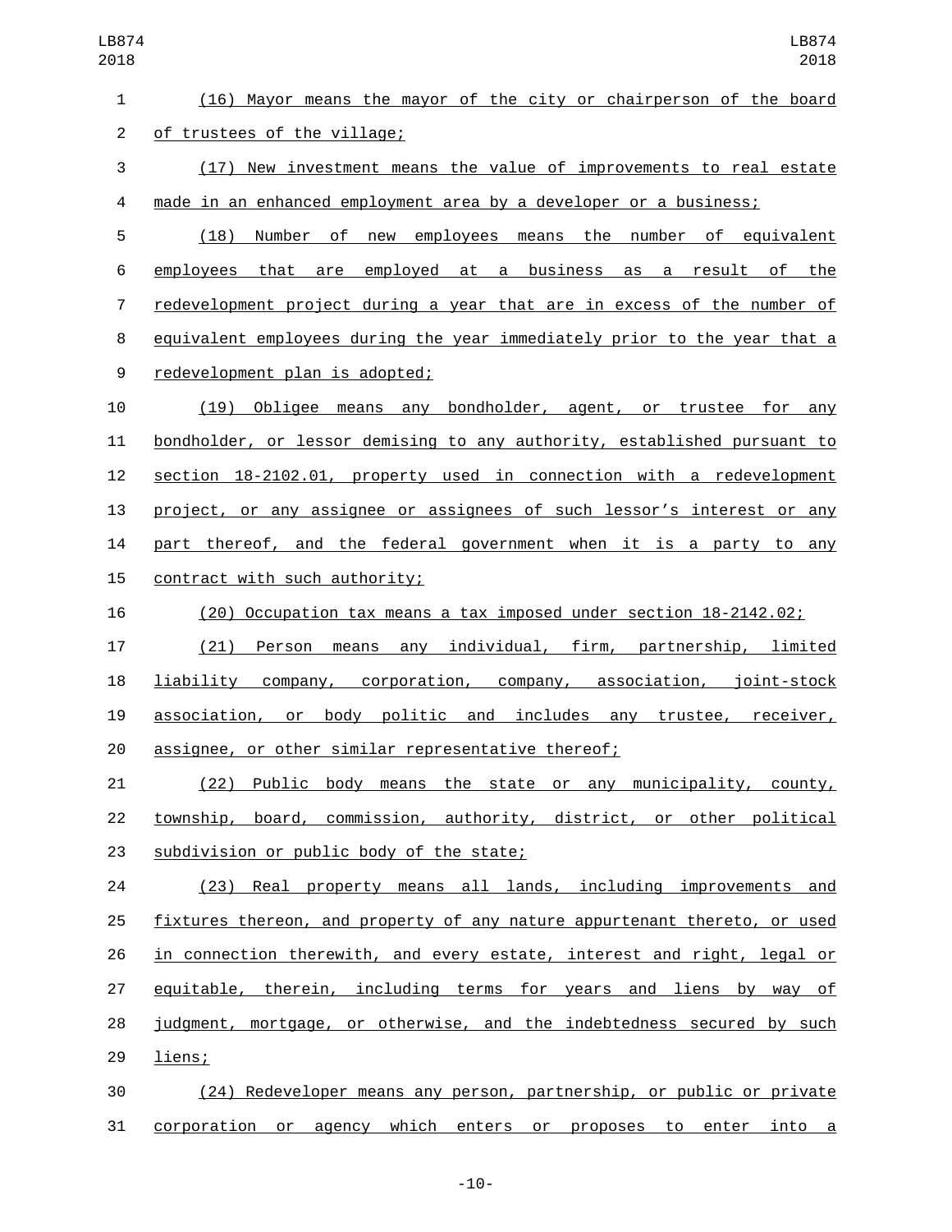(16) Mayor means the mayor of the city or chairperson of the board of trustees of the village;

(17) New investment means the value of improvements to real estate made in an enhanced employment area by a developer or a business;

(18) Number of new employees means the number of equivalent employees that are employed at a business as a result of the redevelopment project during a year that are in excess of the number of equivalent employees during the year immediately prior to the year that a redevelopment plan is adopted;

(19) Obligee means any bondholder, agent, or trustee for any bondholder, or lessor demising to any authority, established pursuant to section 18-2102.01, property used in connection with a redevelopment project, or any assignee or assignees of such lessor's interest or any part thereof, and the federal government when it is a party to any contract with such authority;

(20) Occupation tax means a tax imposed under section 18-2142.02;

(21) Person means any individual, firm, partnership, limited liability company, corporation, company, association, joint-stock association, or body politic and includes any trustee, receiver, assignee, or other similar representative thereof;

(22) Public body means the state or any municipality, county, township, board, commission, authority, district, or other political subdivision or public body of the state;

(23) Real property means all lands, including improvements and fixtures thereon, and property of any nature appurtenant thereto, or used in connection therewith, and every estate, interest and right, legal or equitable, therein, including terms for years and liens by way of judgment, mortgage, or otherwise, and the indebtedness secured by such liens;

(24) Redeveloper means any person, partnership, or public or private corporation or agency which enters or proposes to enter into a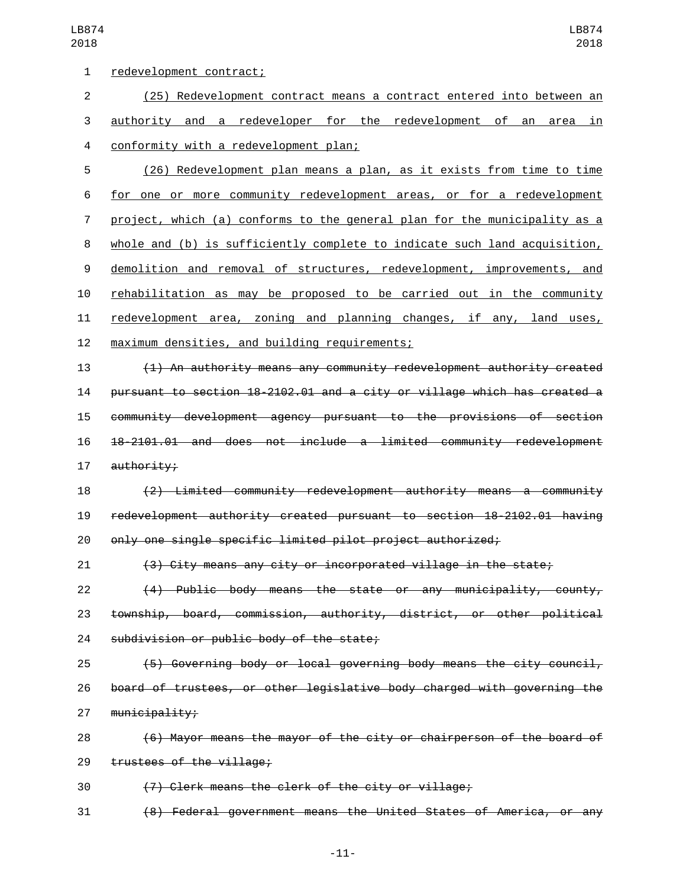redevelopment contract;

(25) Redevelopment contract means a contract entered into between an authority and a redeveloper for the redevelopment of an area in conformity with a redevelopment plan;

(26) Redevelopment plan means a plan, as it exists from time to time for one or more community redevelopment areas, or for a redevelopment project, which (a) conforms to the general plan for the municipality as a whole and (b) is sufficiently complete to indicate such land acquisition, demolition and removal of structures, redevelopment, improvements, and rehabilitation as may be proposed to be carried out in the community redevelopment area, zoning and planning changes, if any, land uses, maximum densities, and building requirements;

~~(1) An authority means any community redevelopment authority created pursuant to section 18-2102.01 and a city or village which has created a community development agency pursuant to the provisions of section 18-2101.01 and does not include a limited community redevelopment authority;~~

~~(2) Limited community redevelopment authority means a community redevelopment authority created pursuant to section 18-2102.01 having only one single specific limited pilot project authorized;~~

~~(3) City means any city or incorporated village in the state;~~

~~(4) Public body means the state or any municipality, county, township, board, commission, authority, district, or other political subdivision or public body of the state;~~

~~(5) Governing body or local governing body means the city council, board of trustees, or other legislative body charged with governing the municipality;~~

~~(6) Mayor means the mayor of the city or chairperson of the board of trustees of the village;~~

~~(7) Clerk means the clerk of the city or village;~~

~~(8) Federal government means the United States of America, or any~~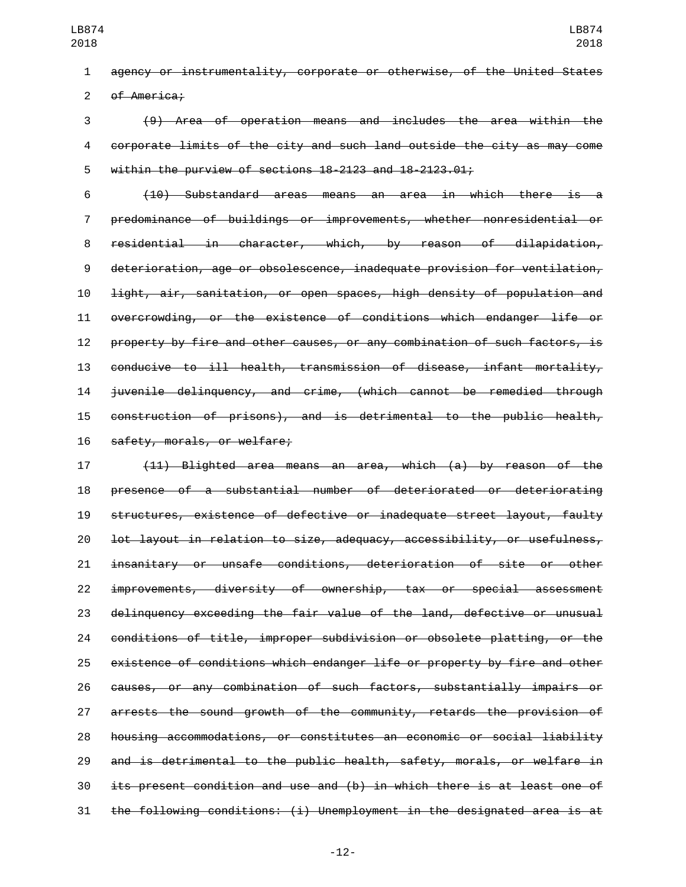~~agency or instrumentality, corporate or otherwise, of the United States of America;~~

~~(9) Area of operation means and includes the area within the corporate limits of the city and such land outside the city as may come within the purview of sections 18-2123 and 18-2123.01;~~

~~(10) Substandard areas means an area in which there is a predominance of buildings or improvements, whether nonresidential or residential in character, which, by reason of dilapidation, deterioration, age or obsolescence, inadequate provision for ventilation, light, air, sanitation, or open spaces, high density of population and overcrowding, or the existence of conditions which endanger life or property by fire and other causes, or any combination of such factors, is conducive to ill health, transmission of disease, infant mortality, juvenile delinquency, and crime, (which cannot be remedied through construction of prisons), and is detrimental to the public health, safety, morals, or welfare;~~

~~(11) Blighted area means an area, which (a) by reason of the presence of a substantial number of deteriorated or deteriorating structures, existence of defective or inadequate street layout, faulty lot layout in relation to size, adequacy, accessibility, or usefulness, insanitary or unsafe conditions, deterioration of site or other improvements, diversity of ownership, tax or special assessment delinquency exceeding the fair value of the land, defective or unusual conditions of title, improper subdivision or obsolete platting, or the existence of conditions which endanger life or property by fire and other causes, or any combination of such factors, substantially impairs or arrests the sound growth of the community, retards the provision of housing accommodations, or constitutes an economic or social liability and is detrimental to the public health, safety, morals, or welfare in its present condition and use and (b) in which there is at least one of the following conditions: (i) Unemployment in the designated area is at~~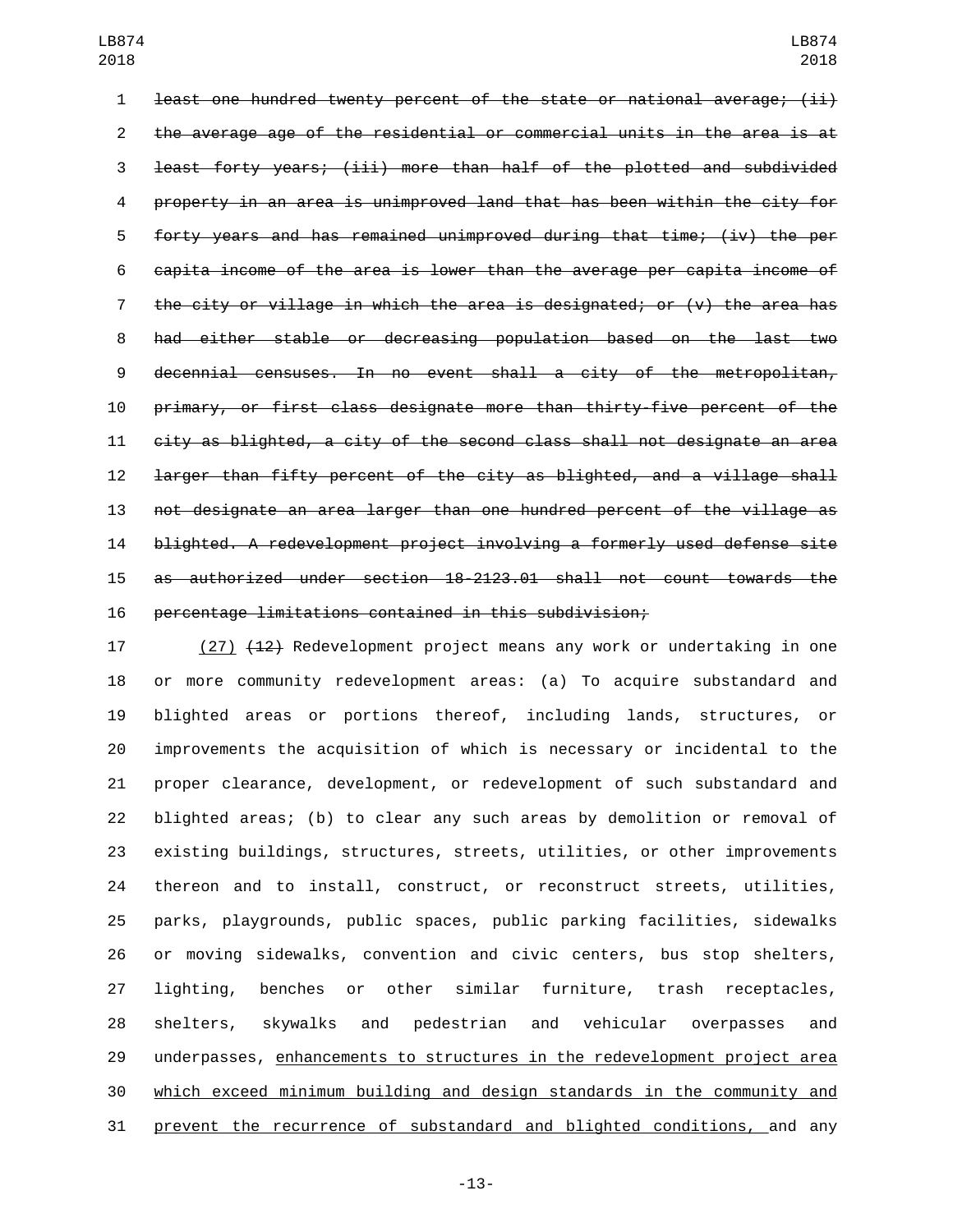~~least one hundred twenty percent of the state or national average; (ii) the average age of the residential or commercial units in the area is at least forty years; (iii) more than half of the plotted and subdivided property in an area is unimproved land that has been within the city for forty years and has remained unimproved during that time; (iv) the per capita income of the area is lower than the average per capita income of the city or village in which the area is designated; or (v) the area has had either stable or decreasing population based on the last two decennial censuses. In no event shall a city of the metropolitan, primary, or first class designate more than thirty-five percent of the city as blighted, a city of the second class shall not designate an area larger than fifty percent of the city as blighted, and a village shall not designate an area larger than one hundred percent of the village as blighted. A redevelopment project involving a formerly used defense site as authorized under section 18-2123.01 shall not count towards the percentage limitations contained in this subdivision;~~

<u>(27)</u> ~~(12)~~ Redevelopment project means any work or undertaking in one or more community redevelopment areas: (a) To acquire substandard and blighted areas or portions thereof, including lands, structures, or improvements the acquisition of which is necessary or incidental to the proper clearance, development, or redevelopment of such substandard and blighted areas; (b) to clear any such areas by demolition or removal of existing buildings, structures, streets, utilities, or other improvements thereon and to install, construct, or reconstruct streets, utilities, parks, playgrounds, public spaces, public parking facilities, sidewalks or moving sidewalks, convention and civic centers, bus stop shelters, lighting, benches or other similar furniture, trash receptacles, shelters, skywalks and pedestrian and vehicular overpasses and underpasses, <u>enhancements to structures in the redevelopment project area which exceed minimum building and design standards in the community and prevent the recurrence of substandard and blighted conditions,</u> and any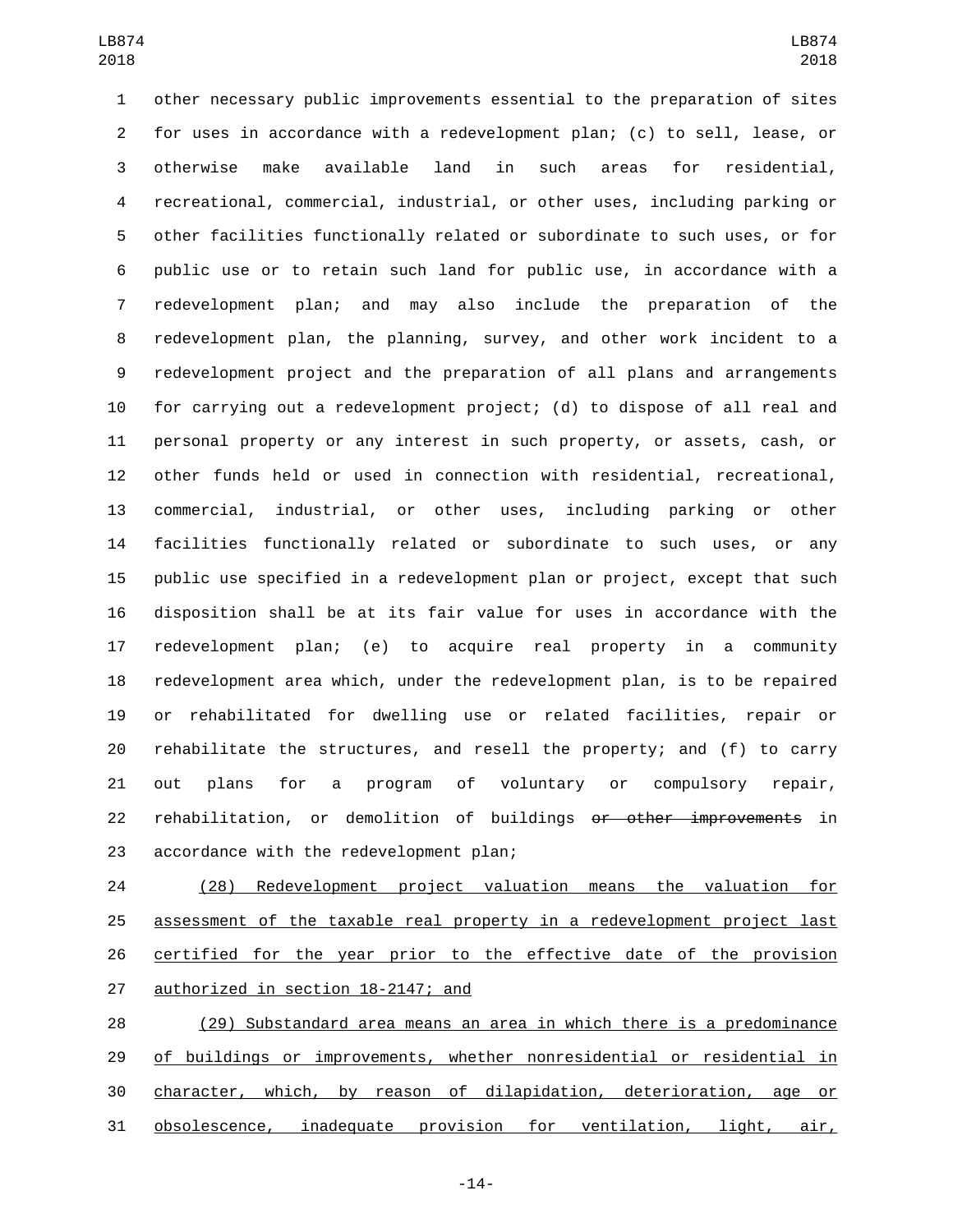other necessary public improvements essential to the preparation of sites for uses in accordance with a redevelopment plan; (c) to sell, lease, or otherwise make available land in such areas for residential, recreational, commercial, industrial, or other uses, including parking or other facilities functionally related or subordinate to such uses, or for public use or to retain such land for public use, in accordance with a redevelopment plan; and may also include the preparation of the redevelopment plan, the planning, survey, and other work incident to a redevelopment project and the preparation of all plans and arrangements for carrying out a redevelopment project; (d) to dispose of all real and personal property or any interest in such property, or assets, cash, or other funds held or used in connection with residential, recreational, commercial, industrial, or other uses, including parking or other facilities functionally related or subordinate to such uses, or any public use specified in a redevelopment plan or project, except that such disposition shall be at its fair value for uses in accordance with the redevelopment plan; (e) to acquire real property in a community redevelopment area which, under the redevelopment plan, is to be repaired or rehabilitated for dwelling use or related facilities, repair or rehabilitate the structures, and resell the property; and (f) to carry out plans for a program of voluntary or compulsory repair, rehabilitation, or demolition of buildings ~~or other improvements~~ in accordance with the redevelopment plan;

(28) Redevelopment project valuation means the valuation for assessment of the taxable real property in a redevelopment project last certified for the year prior to the effective date of the provision authorized in section 18-2147; and

(29) Substandard area means an area in which there is a predominance of buildings or improvements, whether nonresidential or residential in character, which, by reason of dilapidation, deterioration, age or obsolescence, inadequate provision for ventilation, light, air,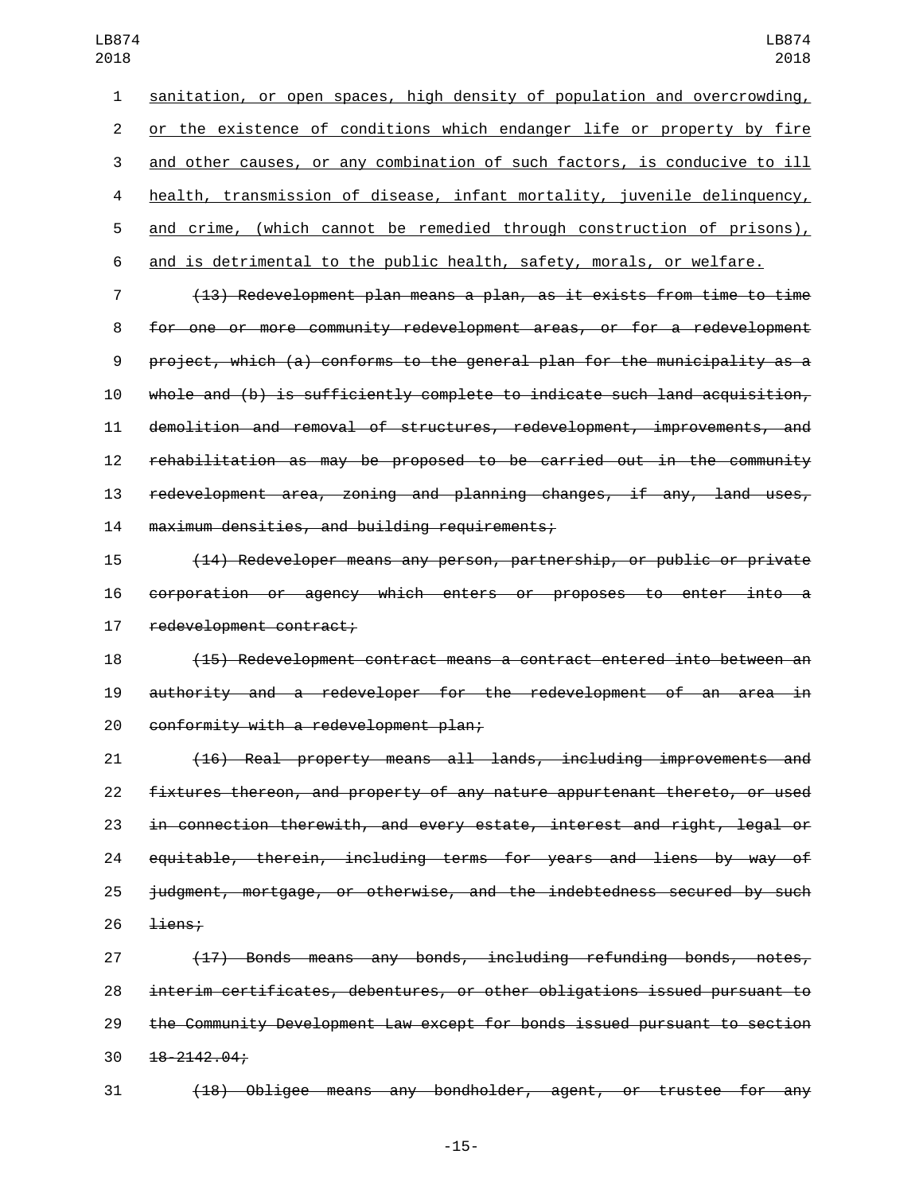sanitation, or open spaces, high density of population and overcrowding, or the existence of conditions which endanger life or property by fire and other causes, or any combination of such factors, is conducive to ill health, transmission of disease, infant mortality, juvenile delinquency, and crime, (which cannot be remedied through construction of prisons), and is detrimental to the public health, safety, morals, or welfare.

~~(13) Redevelopment plan means a plan, as it exists from time to time for one or more community redevelopment areas, or for a redevelopment project, which (a) conforms to the general plan for the municipality as a whole and (b) is sufficiently complete to indicate such land acquisition, demolition and removal of structures, redevelopment, improvements, and rehabilitation as may be proposed to be carried out in the community redevelopment area, zoning and planning changes, if any, land uses, maximum densities, and building requirements;~~

~~(14) Redeveloper means any person, partnership, or public or private corporation or agency which enters or proposes to enter into a redevelopment contract;~~

~~(15) Redevelopment contract means a contract entered into between an authority and a redeveloper for the redevelopment of an area in conformity with a redevelopment plan;~~

~~(16) Real property means all lands, including improvements and fixtures thereon, and property of any nature appurtenant thereto, or used in connection therewith, and every estate, interest and right, legal or equitable, therein, including terms for years and liens by way of judgment, mortgage, or otherwise, and the indebtedness secured by such liens;~~

~~(17) Bonds means any bonds, including refunding bonds, notes, interim certificates, debentures, or other obligations issued pursuant to the Community Development Law except for bonds issued pursuant to section 18-2142.04;~~

~~(18) Obligee means any bondholder, agent, or trustee for any~~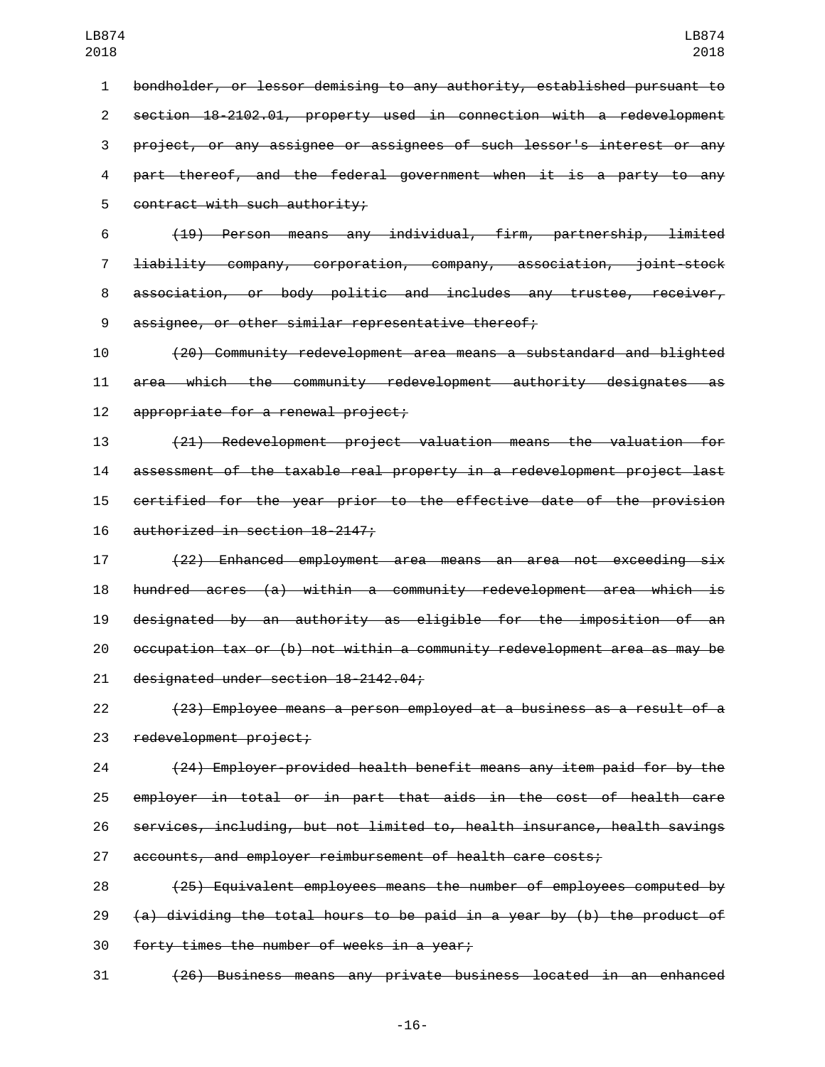~~bondholder, or lessor demising to any authority, established pursuant to section 18-2102.01, property used in connection with a redevelopment project, or any assignee or assignees of such lessor's interest or any part thereof, and the federal government when it is a party to any contract with such authority;~~

~~(19) Person means any individual, firm, partnership, limited liability company, corporation, company, association, joint-stock association, or body politic and includes any trustee, receiver, assignee, or other similar representative thereof;~~

~~(20) Community redevelopment area means a substandard and blighted area which the community redevelopment authority designates as appropriate for a renewal project;~~

~~(21) Redevelopment project valuation means the valuation for assessment of the taxable real property in a redevelopment project last certified for the year prior to the effective date of the provision authorized in section 18-2147;~~

~~(22) Enhanced employment area means an area not exceeding six hundred acres (a) within a community redevelopment area which is designated by an authority as eligible for the imposition of an occupation tax or (b) not within a community redevelopment area as may be designated under section 18-2142.04;~~

~~(23) Employee means a person employed at a business as a result of a redevelopment project;~~

~~(24) Employer-provided health benefit means any item paid for by the employer in total or in part that aids in the cost of health care services, including, but not limited to, health insurance, health savings accounts, and employer reimbursement of health care costs;~~

~~(25) Equivalent employees means the number of employees computed by (a) dividing the total hours to be paid in a year by (b) the product of forty times the number of weeks in a year;~~

~~(26) Business means any private business located in an enhanced~~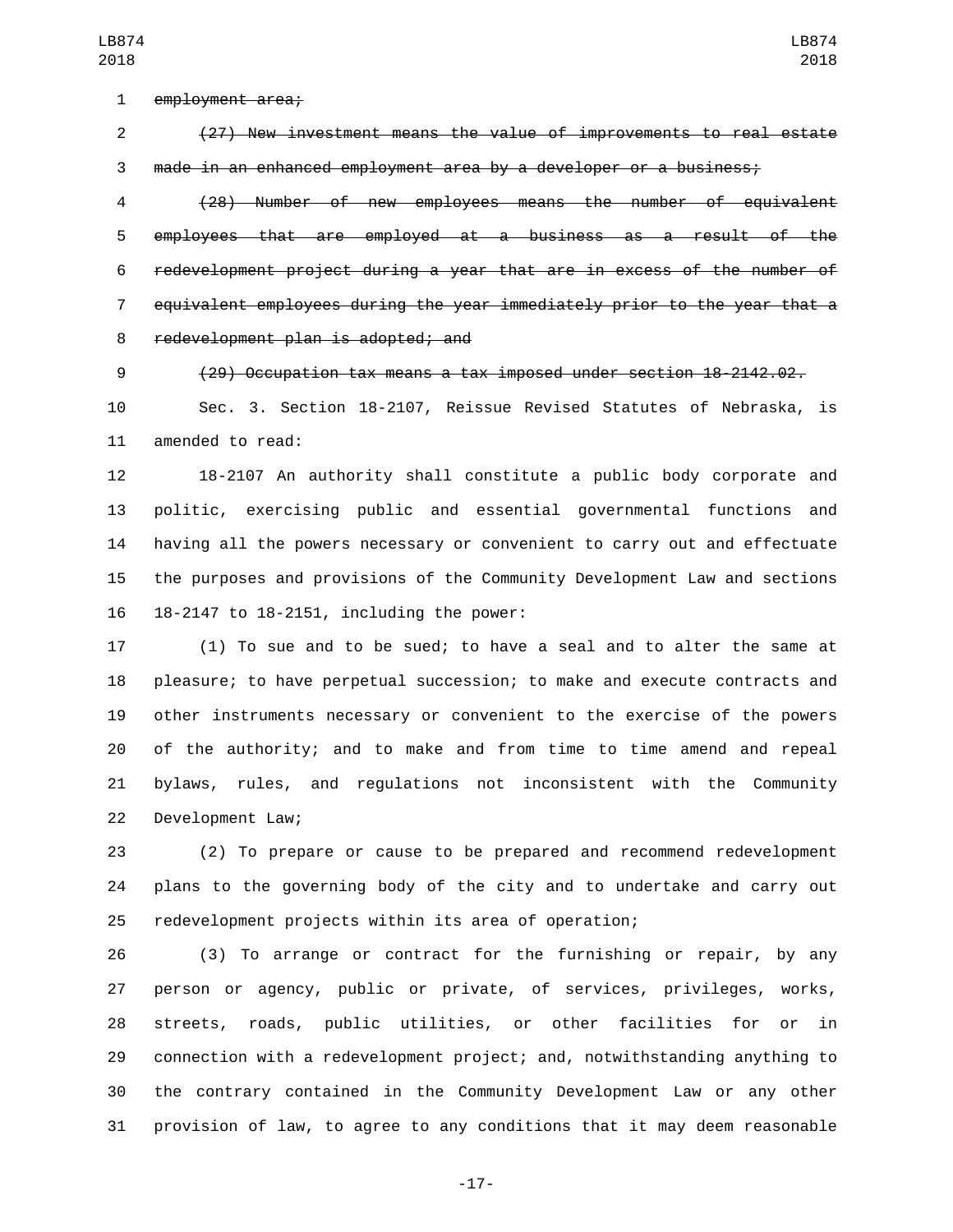~~employment area;~~

~~(27) New investment means the value of improvements to real estate made in an enhanced employment area by a developer or a business;~~

~~(28) Number of new employees means the number of equivalent employees that are employed at a business as a result of the redevelopment project during a year that are in excess of the number of equivalent employees during the year immediately prior to the year that a redevelopment plan is adopted; and~~

~~(29) Occupation tax means a tax imposed under section 18-2142.02.~~

Sec. 3. Section 18-2107, Reissue Revised Statutes of Nebraska, is amended to read:

18-2107 An authority shall constitute a public body corporate and politic, exercising public and essential governmental functions and having all the powers necessary or convenient to carry out and effectuate the purposes and provisions of the Community Development Law and sections 18-2147 to 18-2151, including the power:

(1) To sue and to be sued; to have a seal and to alter the same at pleasure; to have perpetual succession; to make and execute contracts and other instruments necessary or convenient to the exercise of the powers of the authority; and to make and from time to time amend and repeal bylaws, rules, and regulations not inconsistent with the Community Development Law;

(2) To prepare or cause to be prepared and recommend redevelopment plans to the governing body of the city and to undertake and carry out redevelopment projects within its area of operation;

(3) To arrange or contract for the furnishing or repair, by any person or agency, public or private, of services, privileges, works, streets, roads, public utilities, or other facilities for or in connection with a redevelopment project; and, notwithstanding anything to the contrary contained in the Community Development Law or any other provision of law, to agree to any conditions that it may deem reasonable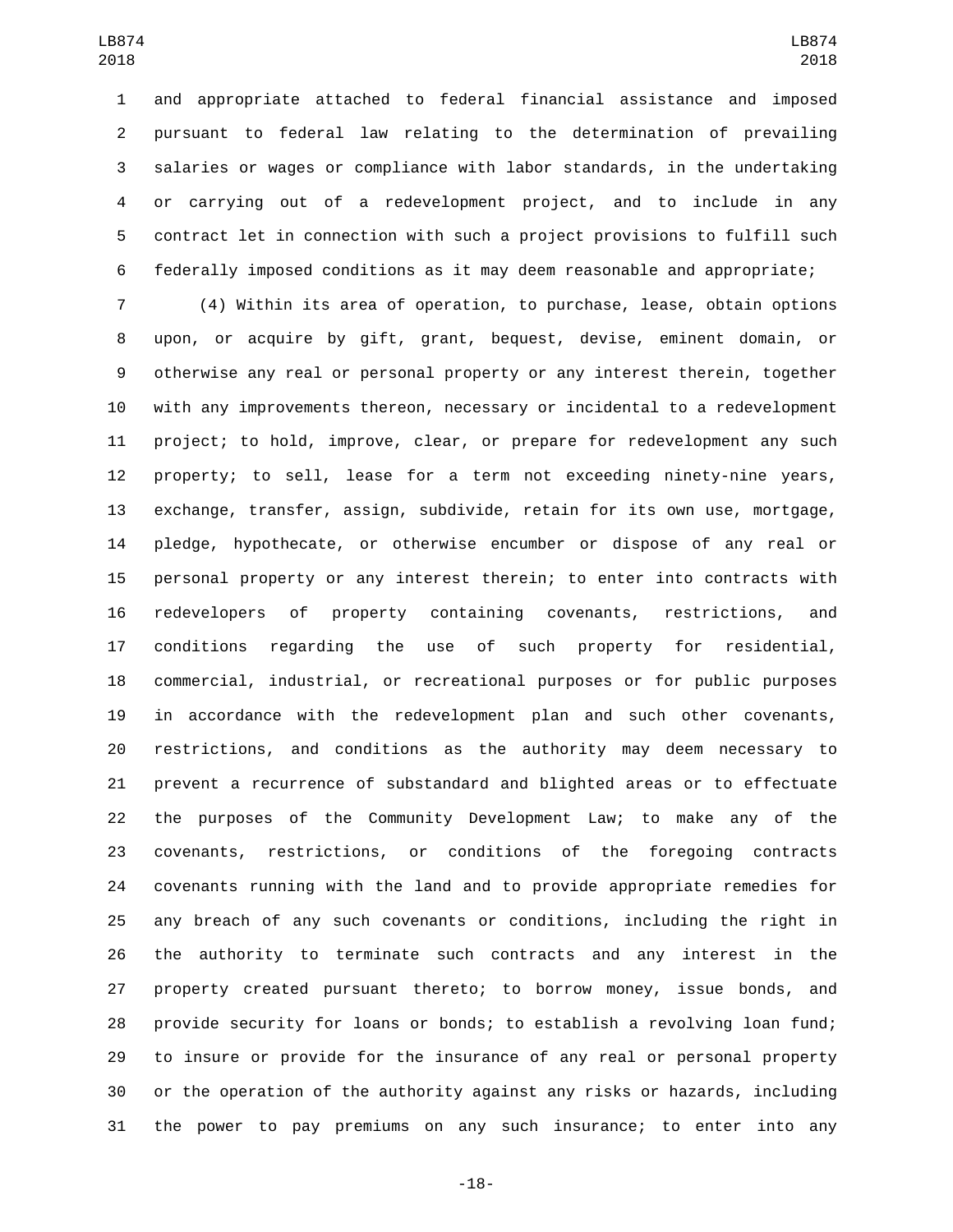and appropriate attached to federal financial assistance and imposed pursuant to federal law relating to the determination of prevailing salaries or wages or compliance with labor standards, in the undertaking or carrying out of a redevelopment project, and to include in any contract let in connection with such a project provisions to fulfill such federally imposed conditions as it may deem reasonable and appropriate;

(4) Within its area of operation, to purchase, lease, obtain options upon, or acquire by gift, grant, bequest, devise, eminent domain, or otherwise any real or personal property or any interest therein, together with any improvements thereon, necessary or incidental to a redevelopment project; to hold, improve, clear, or prepare for redevelopment any such property; to sell, lease for a term not exceeding ninety-nine years, exchange, transfer, assign, subdivide, retain for its own use, mortgage, pledge, hypothecate, or otherwise encumber or dispose of any real or personal property or any interest therein; to enter into contracts with redevelopers of property containing covenants, restrictions, and conditions regarding the use of such property for residential, commercial, industrial, or recreational purposes or for public purposes in accordance with the redevelopment plan and such other covenants, restrictions, and conditions as the authority may deem necessary to prevent a recurrence of substandard and blighted areas or to effectuate the purposes of the Community Development Law; to make any of the covenants, restrictions, or conditions of the foregoing contracts covenants running with the land and to provide appropriate remedies for any breach of any such covenants or conditions, including the right in the authority to terminate such contracts and any interest in the property created pursuant thereto; to borrow money, issue bonds, and provide security for loans or bonds; to establish a revolving loan fund; to insure or provide for the insurance of any real or personal property or the operation of the authority against any risks or hazards, including the power to pay premiums on any such insurance; to enter into any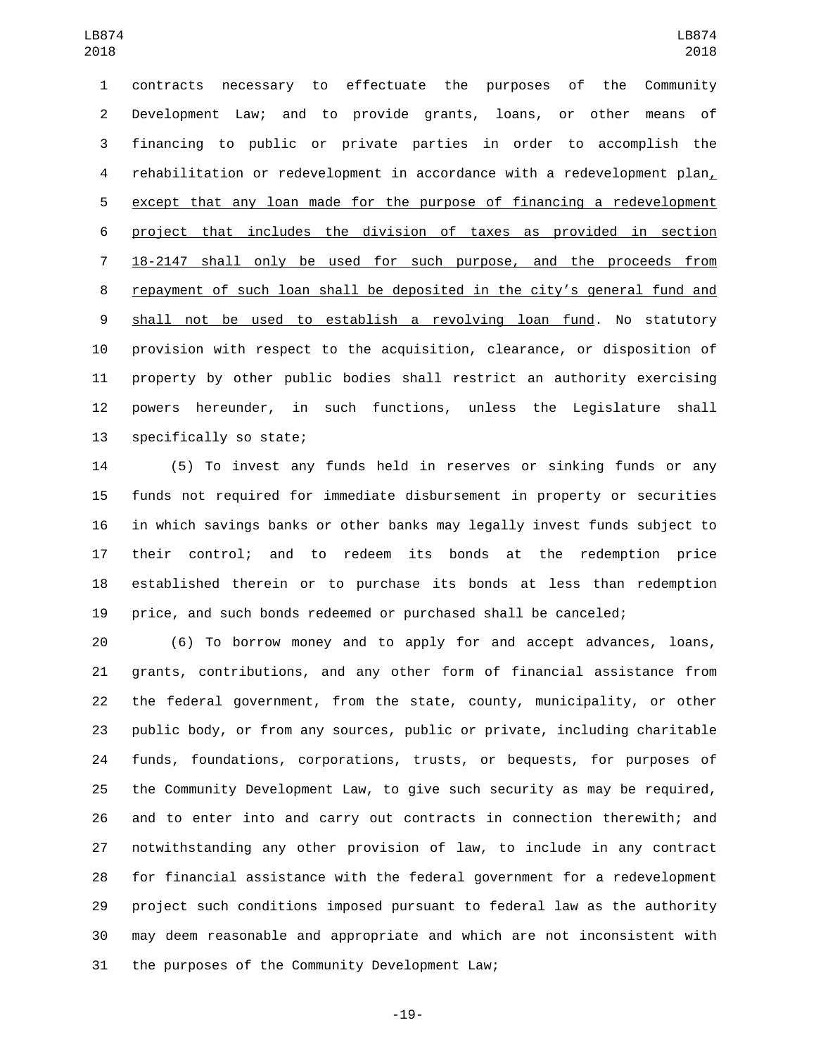contracts necessary to effectuate the purposes of the Community Development Law; and to provide grants, loans, or other means of financing to public or private parties in order to accomplish the rehabilitation or redevelopment in accordance with a redevelopment plan, except that any loan made for the purpose of financing a redevelopment project that includes the division of taxes as provided in section 18-2147 shall only be used for such purpose, and the proceeds from repayment of such loan shall be deposited in the city's general fund and shall not be used to establish a revolving loan fund. No statutory provision with respect to the acquisition, clearance, or disposition of property by other public bodies shall restrict an authority exercising powers hereunder, in such functions, unless the Legislature shall specifically so state;

(5) To invest any funds held in reserves or sinking funds or any funds not required for immediate disbursement in property or securities in which savings banks or other banks may legally invest funds subject to their control; and to redeem its bonds at the redemption price established therein or to purchase its bonds at less than redemption price, and such bonds redeemed or purchased shall be canceled;

(6) To borrow money and to apply for and accept advances, loans, grants, contributions, and any other form of financial assistance from the federal government, from the state, county, municipality, or other public body, or from any sources, public or private, including charitable funds, foundations, corporations, trusts, or bequests, for purposes of the Community Development Law, to give such security as may be required, and to enter into and carry out contracts in connection therewith; and notwithstanding any other provision of law, to include in any contract for financial assistance with the federal government for a redevelopment project such conditions imposed pursuant to federal law as the authority may deem reasonable and appropriate and which are not inconsistent with the purposes of the Community Development Law;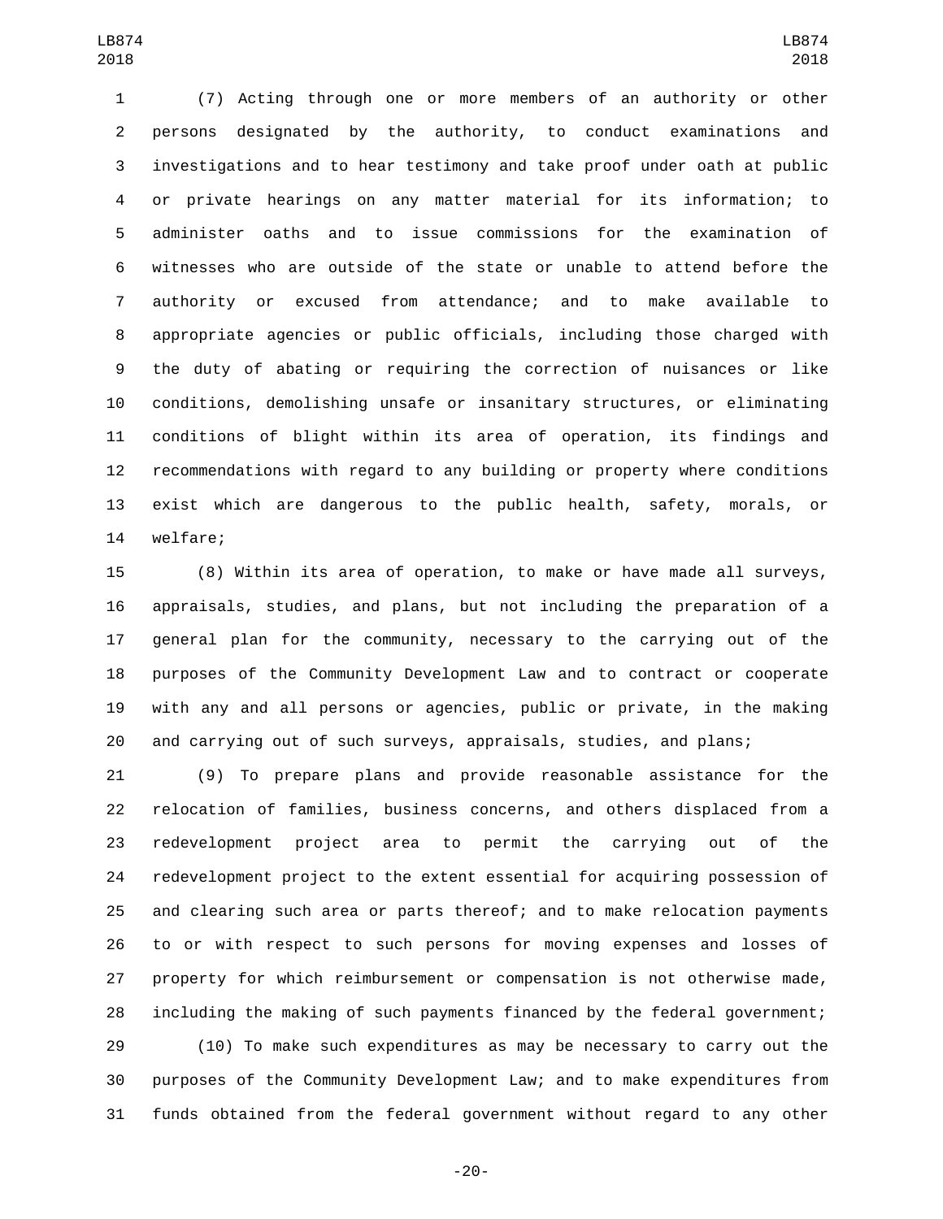(7) Acting through one or more members of an authority or other persons designated by the authority, to conduct examinations and investigations and to hear testimony and take proof under oath at public or private hearings on any matter material for its information; to administer oaths and to issue commissions for the examination of witnesses who are outside of the state or unable to attend before the authority or excused from attendance; and to make available to appropriate agencies or public officials, including those charged with the duty of abating or requiring the correction of nuisances or like conditions, demolishing unsafe or insanitary structures, or eliminating conditions of blight within its area of operation, its findings and recommendations with regard to any building or property where conditions exist which are dangerous to the public health, safety, morals, or welfare;

(8) Within its area of operation, to make or have made all surveys, appraisals, studies, and plans, but not including the preparation of a general plan for the community, necessary to the carrying out of the purposes of the Community Development Law and to contract or cooperate with any and all persons or agencies, public or private, in the making and carrying out of such surveys, appraisals, studies, and plans;

(9) To prepare plans and provide reasonable assistance for the relocation of families, business concerns, and others displaced from a redevelopment project area to permit the carrying out of the redevelopment project to the extent essential for acquiring possession of and clearing such area or parts thereof; and to make relocation payments to or with respect to such persons for moving expenses and losses of property for which reimbursement or compensation is not otherwise made, including the making of such payments financed by the federal government;

(10) To make such expenditures as may be necessary to carry out the purposes of the Community Development Law; and to make expenditures from funds obtained from the federal government without regard to any other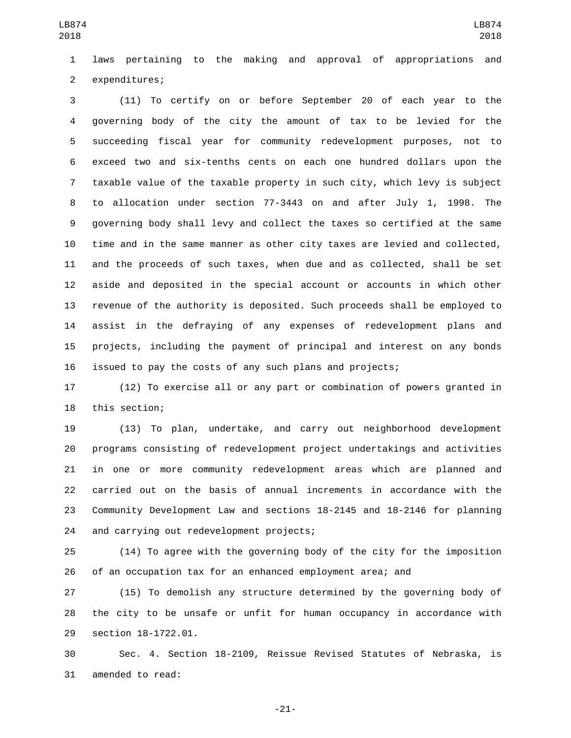laws pertaining to the making and approval of appropriations and expenditures;

(11) To certify on or before September 20 of each year to the governing body of the city the amount of tax to be levied for the succeeding fiscal year for community redevelopment purposes, not to exceed two and six-tenths cents on each one hundred dollars upon the taxable value of the taxable property in such city, which levy is subject to allocation under section 77-3443 on and after July 1, 1998. The governing body shall levy and collect the taxes so certified at the same time and in the same manner as other city taxes are levied and collected, and the proceeds of such taxes, when due and as collected, shall be set aside and deposited in the special account or accounts in which other revenue of the authority is deposited. Such proceeds shall be employed to assist in the defraying of any expenses of redevelopment plans and projects, including the payment of principal and interest on any bonds issued to pay the costs of any such plans and projects;

(12) To exercise all or any part or combination of powers granted in this section;

(13) To plan, undertake, and carry out neighborhood development programs consisting of redevelopment project undertakings and activities in one or more community redevelopment areas which are planned and carried out on the basis of annual increments in accordance with the Community Development Law and sections 18-2145 and 18-2146 for planning and carrying out redevelopment projects;

(14) To agree with the governing body of the city for the imposition of an occupation tax for an enhanced employment area; and

(15) To demolish any structure determined by the governing body of the city to be unsafe or unfit for human occupancy in accordance with section 18-1722.01.

Sec. 4. Section 18-2109, Reissue Revised Statutes of Nebraska, is amended to read: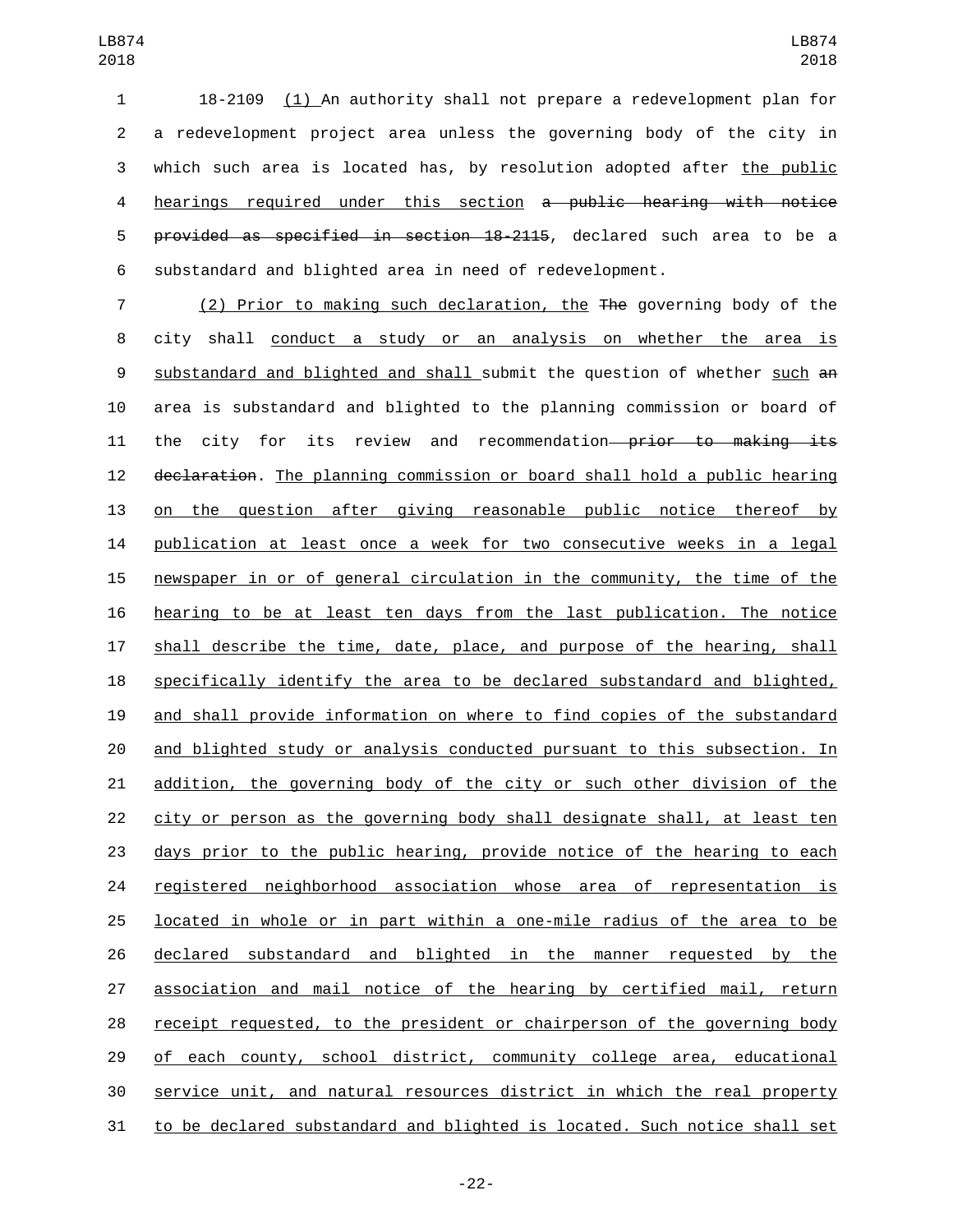18-2109 (1) An authority shall not prepare a redevelopment plan for a redevelopment project area unless the governing body of the city in which such area is located has, by resolution adopted after the public hearings required under this section ~~a public hearing with notice provided as specified in section 18-2115~~, declared such area to be a substandard and blighted area in need of redevelopment.

(2) Prior to making such declaration, the ~~The~~ governing body of the city shall conduct a study or an analysis on whether the area is substandard and blighted and shall submit the question of whether such ~~an~~ area is substandard and blighted to the planning commission or board of the city for its review and recommendation ~~prior to making its declaration~~. The planning commission or board shall hold a public hearing on the question after giving reasonable public notice thereof by publication at least once a week for two consecutive weeks in a legal newspaper in or of general circulation in the community, the time of the hearing to be at least ten days from the last publication. The notice shall describe the time, date, place, and purpose of the hearing, shall specifically identify the area to be declared substandard and blighted, and shall provide information on where to find copies of the substandard and blighted study or analysis conducted pursuant to this subsection. In addition, the governing body of the city or such other division of the city or person as the governing body shall designate shall, at least ten days prior to the public hearing, provide notice of the hearing to each registered neighborhood association whose area of representation is located in whole or in part within a one-mile radius of the area to be declared substandard and blighted in the manner requested by the association and mail notice of the hearing by certified mail, return receipt requested, to the president or chairperson of the governing body of each county, school district, community college area, educational service unit, and natural resources district in which the real property to be declared substandard and blighted is located. Such notice shall set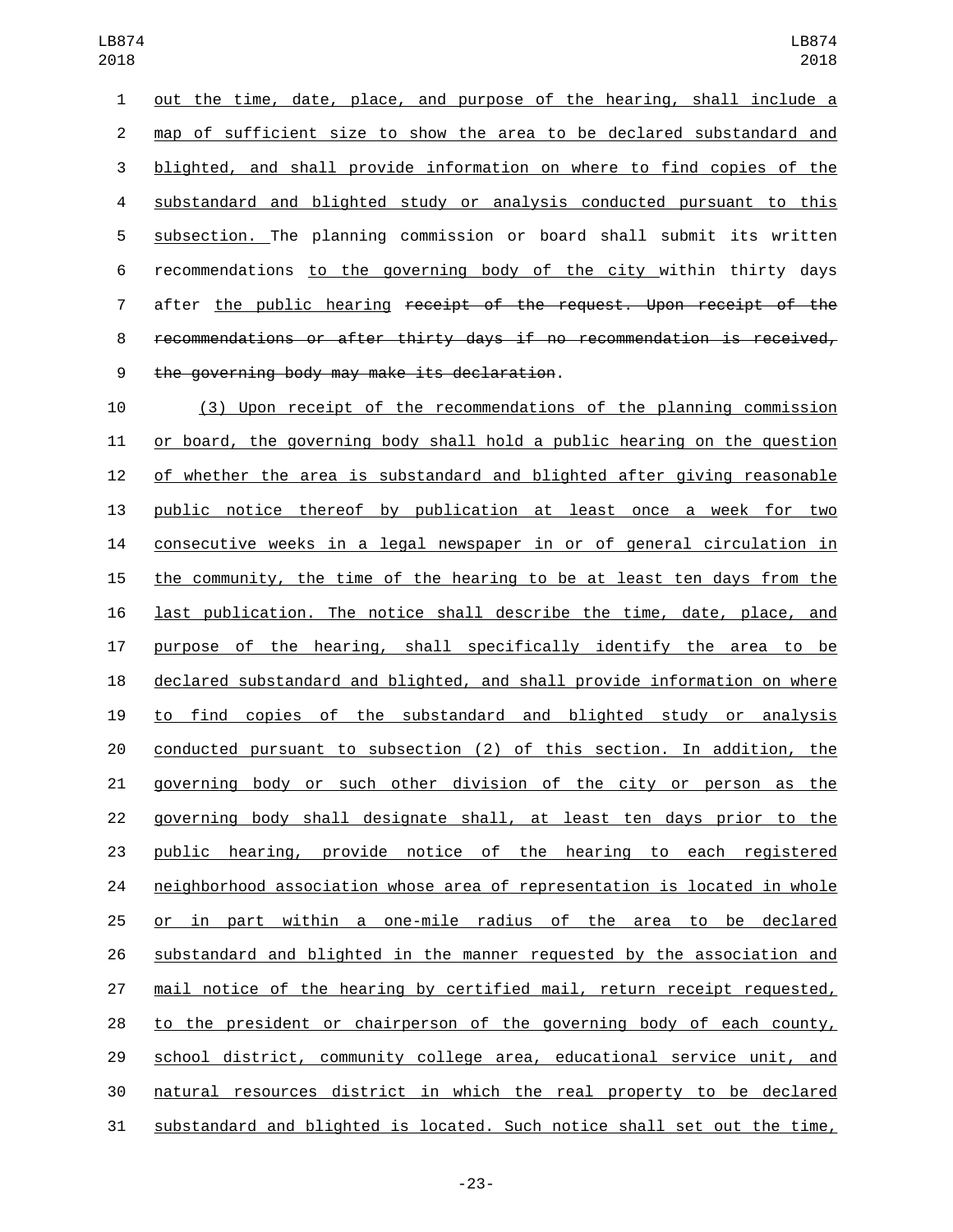out the time, date, place, and purpose of the hearing, shall include a map of sufficient size to show the area to be declared substandard and blighted, and shall provide information on where to find copies of the substandard and blighted study or analysis conducted pursuant to this subsection. The planning commission or board shall submit its written recommendations to the governing body of the city within thirty days after the public hearing ~~receipt of the request. Upon receipt of the recommendations or after thirty days if no recommendation is received, the governing body may make its declaration~~.

(3) Upon receipt of the recommendations of the planning commission or board, the governing body shall hold a public hearing on the question of whether the area is substandard and blighted after giving reasonable public notice thereof by publication at least once a week for two consecutive weeks in a legal newspaper in or of general circulation in the community, the time of the hearing to be at least ten days from the last publication. The notice shall describe the time, date, place, and purpose of the hearing, shall specifically identify the area to be declared substandard and blighted, and shall provide information on where to find copies of the substandard and blighted study or analysis conducted pursuant to subsection (2) of this section. In addition, the governing body or such other division of the city or person as the governing body shall designate shall, at least ten days prior to the public hearing, provide notice of the hearing to each registered neighborhood association whose area of representation is located in whole or in part within a one-mile radius of the area to be declared substandard and blighted in the manner requested by the association and mail notice of the hearing by certified mail, return receipt requested, to the president or chairperson of the governing body of each county, school district, community college area, educational service unit, and natural resources district in which the real property to be declared substandard and blighted is located. Such notice shall set out the time,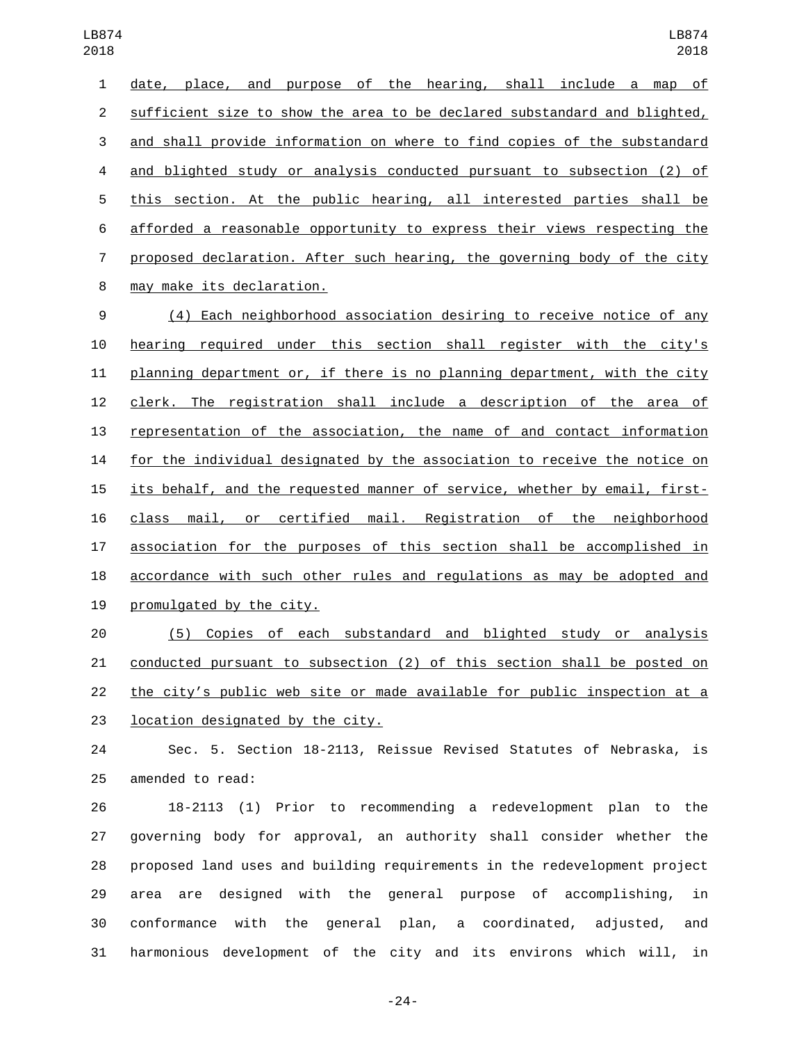date, place, and purpose of the hearing, shall include a map of sufficient size to show the area to be declared substandard and blighted, and shall provide information on where to find copies of the substandard and blighted study or analysis conducted pursuant to subsection (2) of this section. At the public hearing, all interested parties shall be afforded a reasonable opportunity to express their views respecting the proposed declaration. After such hearing, the governing body of the city may make its declaration.

(4) Each neighborhood association desiring to receive notice of any hearing required under this section shall register with the city's planning department or, if there is no planning department, with the city clerk. The registration shall include a description of the area of representation of the association, the name of and contact information for the individual designated by the association to receive the notice on its behalf, and the requested manner of service, whether by email, first-class mail, or certified mail. Registration of the neighborhood association for the purposes of this section shall be accomplished in accordance with such other rules and regulations as may be adopted and promulgated by the city.

(5) Copies of each substandard and blighted study or analysis conducted pursuant to subsection (2) of this section shall be posted on the city's public web site or made available for public inspection at a location designated by the city.

Sec. 5. Section 18-2113, Reissue Revised Statutes of Nebraska, is amended to read:

18-2113 (1) Prior to recommending a redevelopment plan to the governing body for approval, an authority shall consider whether the proposed land uses and building requirements in the redevelopment project area are designed with the general purpose of accomplishing, in conformance with the general plan, a coordinated, adjusted, and harmonious development of the city and its environs which will, in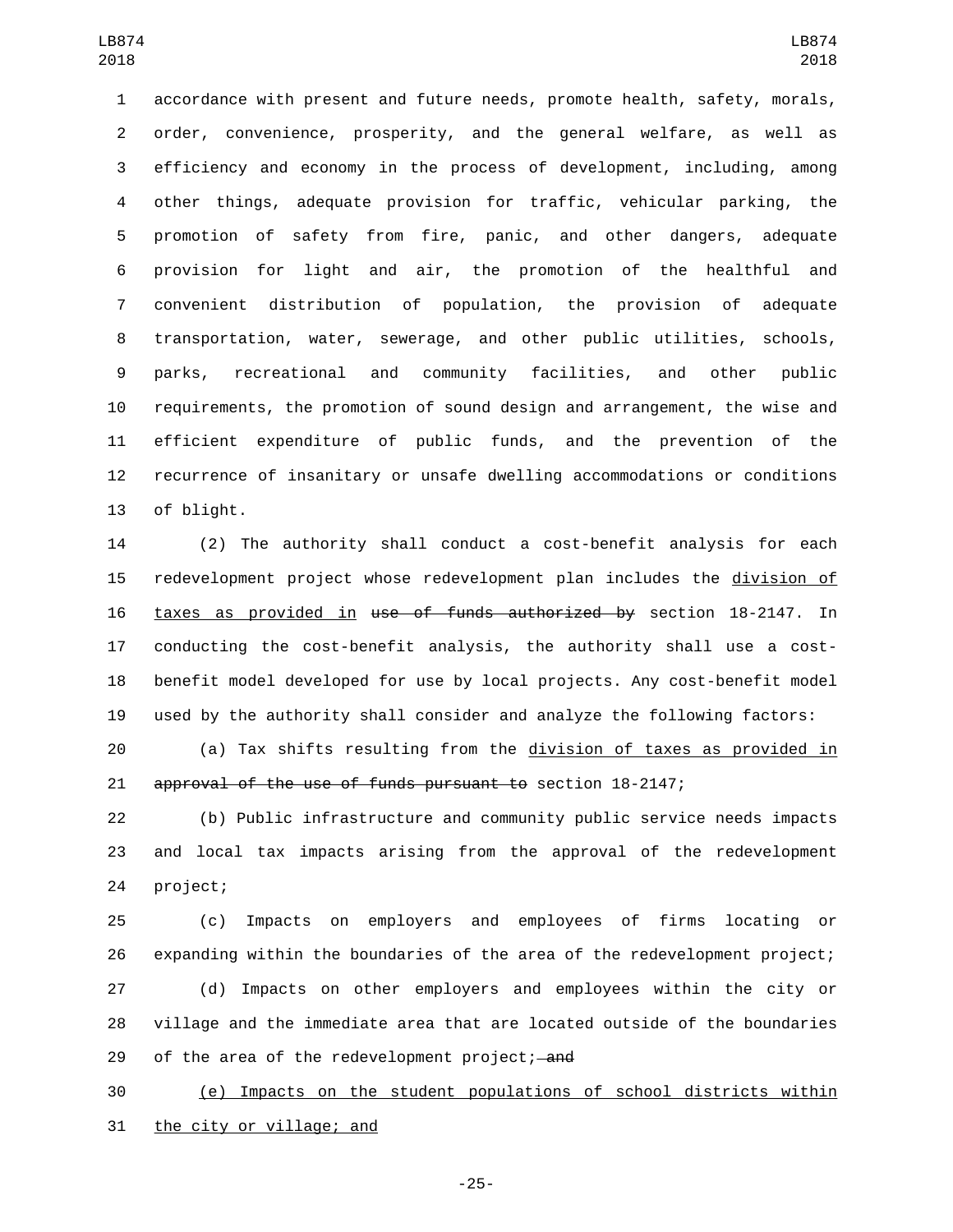accordance with present and future needs, promote health, safety, morals, order, convenience, prosperity, and the general welfare, as well as efficiency and economy in the process of development, including, among other things, adequate provision for traffic, vehicular parking, the promotion of safety from fire, panic, and other dangers, adequate provision for light and air, the promotion of the healthful and convenient distribution of population, the provision of adequate transportation, water, sewerage, and other public utilities, schools, parks, recreational and community facilities, and other public requirements, the promotion of sound design and arrangement, the wise and efficient expenditure of public funds, and the prevention of the recurrence of insanitary or unsafe dwelling accommodations or conditions of blight.

(2) The authority shall conduct a cost-benefit analysis for each redevelopment project whose redevelopment plan includes the <u>division of taxes as provided in</u> ~~use of funds authorized by~~ section 18-2147. In conducting the cost-benefit analysis, the authority shall use a cost-benefit model developed for use by local projects. Any cost-benefit model used by the authority shall consider and analyze the following factors:

(a) Tax shifts resulting from the <u>division of taxes as provided in</u> ~~approval of the use of funds pursuant to~~ section 18-2147;

(b) Public infrastructure and community public service needs impacts and local tax impacts arising from the approval of the redevelopment project;

(c) Impacts on employers and employees of firms locating or expanding within the boundaries of the area of the redevelopment project;

(d) Impacts on other employers and employees within the city or village and the immediate area that are located outside of the boundaries of the area of the redevelopment project;~~ and~~

<u>(e) Impacts on the student populations of school districts within the city or village; and</u>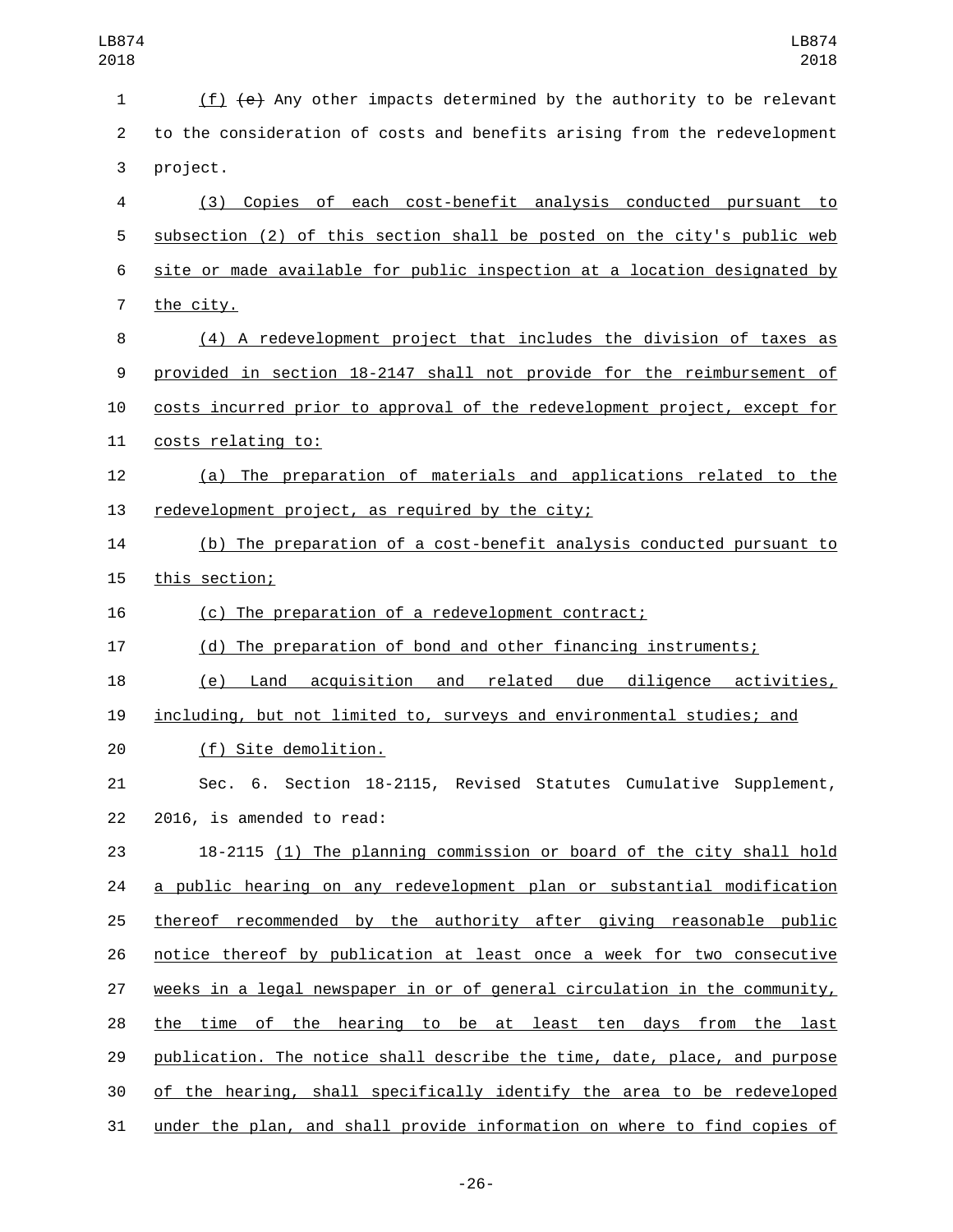(f) ~~(e)~~ Any other impacts determined by the authority to be relevant to the consideration of costs and benefits arising from the redevelopment project.

(3) Copies of each cost-benefit analysis conducted pursuant to subsection (2) of this section shall be posted on the city's public web site or made available for public inspection at a location designated by the city.

(4) A redevelopment project that includes the division of taxes as provided in section 18-2147 shall not provide for the reimbursement of costs incurred prior to approval of the redevelopment project, except for costs relating to:

(a) The preparation of materials and applications related to the redevelopment project, as required by the city;

(b) The preparation of a cost-benefit analysis conducted pursuant to this section;

(c) The preparation of a redevelopment contract;

(d) The preparation of bond and other financing instruments;

(e) Land acquisition and related due diligence activities, including, but not limited to, surveys and environmental studies; and

(f) Site demolition.

Sec. 6. Section 18-2115, Revised Statutes Cumulative Supplement, 2016, is amended to read:

18-2115 (1) The planning commission or board of the city shall hold a public hearing on any redevelopment plan or substantial modification thereof recommended by the authority after giving reasonable public notice thereof by publication at least once a week for two consecutive weeks in a legal newspaper in or of general circulation in the community, the time of the hearing to be at least ten days from the last publication. The notice shall describe the time, date, place, and purpose of the hearing, shall specifically identify the area to be redeveloped under the plan, and shall provide information on where to find copies of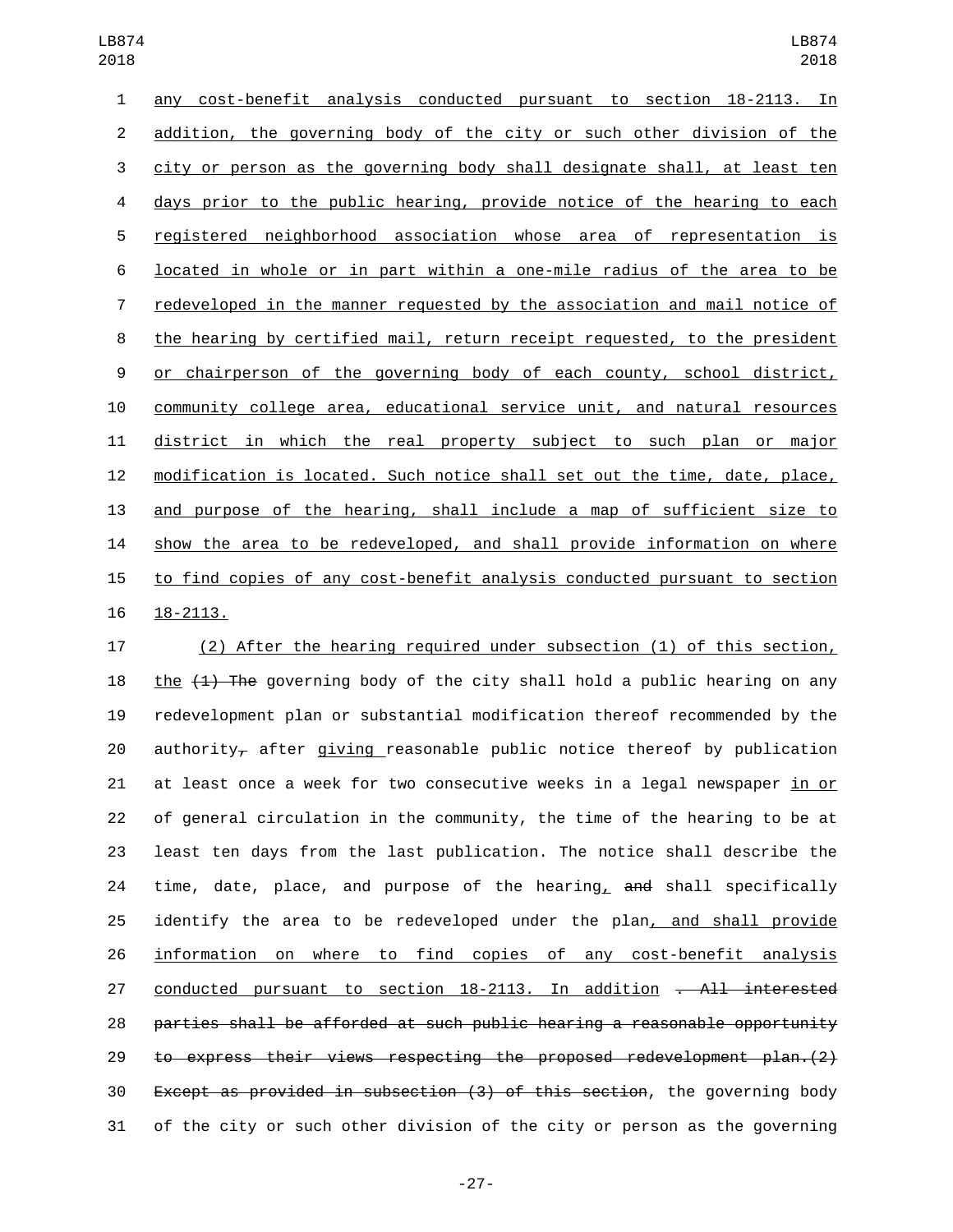any cost-benefit analysis conducted pursuant to section 18-2113. In addition, the governing body of the city or such other division of the city or person as the governing body shall designate shall, at least ten days prior to the public hearing, provide notice of the hearing to each registered neighborhood association whose area of representation is located in whole or in part within a one-mile radius of the area to be redeveloped in the manner requested by the association and mail notice of the hearing by certified mail, return receipt requested, to the president or chairperson of the governing body of each county, school district, community college area, educational service unit, and natural resources district in which the real property subject to such plan or major modification is located. Such notice shall set out the time, date, place, and purpose of the hearing, shall include a map of sufficient size to show the area to be redeveloped, and shall provide information on where to find copies of any cost-benefit analysis conducted pursuant to section 18-2113.

(2) After the hearing required under subsection (1) of this section, the ~~(1) The~~ governing body of the city shall hold a public hearing on any redevelopment plan or substantial modification thereof recommended by the authority~~,~~ after giving reasonable public notice thereof by publication at least once a week for two consecutive weeks in a legal newspaper in or of general circulation in the community, the time of the hearing to be at least ten days from the last publication. The notice shall describe the time, date, place, and purpose of the hearing, ~~and~~ shall specifically identify the area to be redeveloped under the plan, and shall provide information on where to find copies of any cost-benefit analysis conducted pursuant to section 18-2113. In addition ~~. All interested parties shall be afforded at such public hearing a reasonable opportunity to express their views respecting the proposed redevelopment plan.(2) Except as provided in subsection (3) of this section~~, the governing body of the city or such other division of the city or person as the governing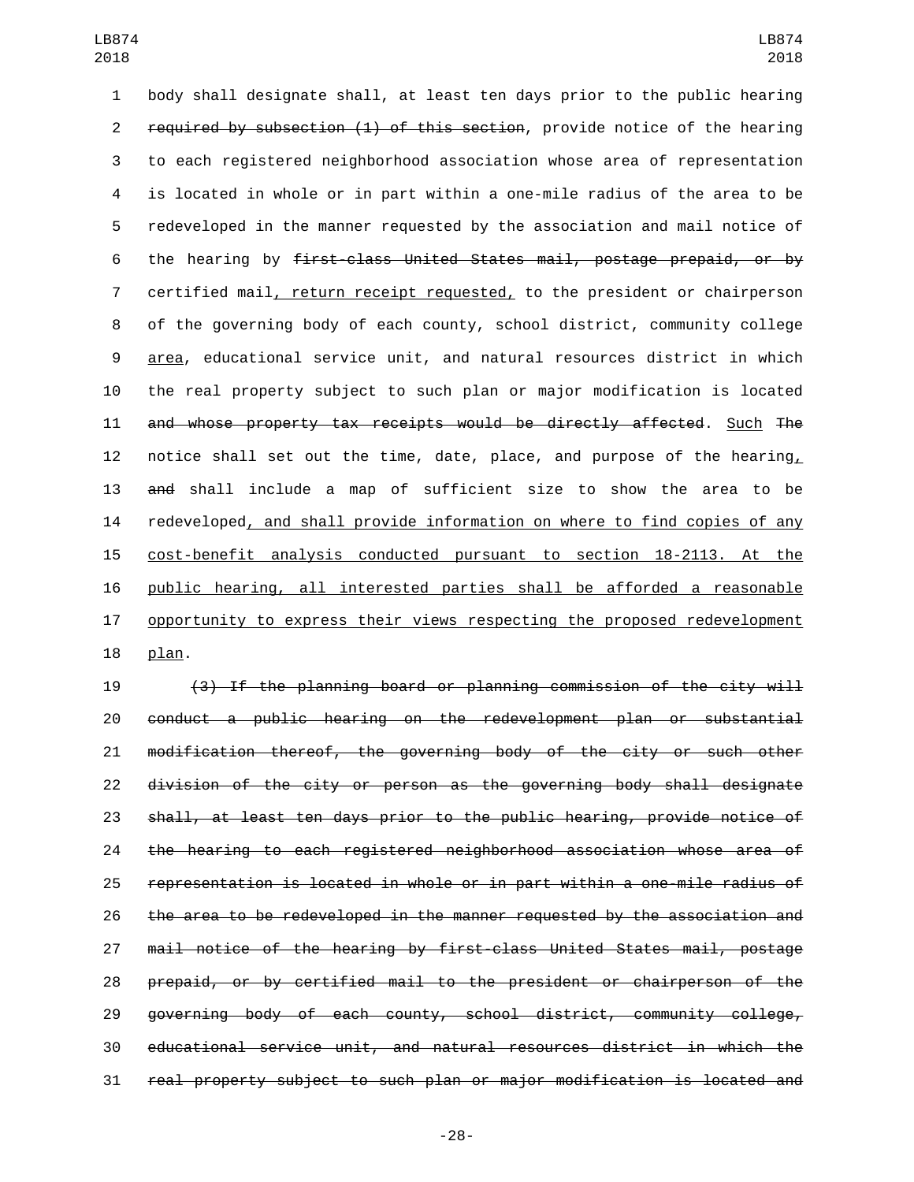body shall designate shall, at least ten days prior to the public hearing ~~required by subsection (1) of this section~~, provide notice of the hearing to each registered neighborhood association whose area of representation is located in whole or in part within a one-mile radius of the area to be redeveloped in the manner requested by the association and mail notice of the hearing by ~~first-class United States mail, postage prepaid, or by~~ certified mail, return receipt requested, to the president or chairperson of the governing body of each county, school district, community college area, educational service unit, and natural resources district in which the real property subject to such plan or major modification is located ~~and whose property tax receipts would be directly affected~~. Such ~~The~~ notice shall set out the time, date, place, and purpose of the hearing, ~~and~~ shall include a map of sufficient size to show the area to be redeveloped, and shall provide information on where to find copies of any cost-benefit analysis conducted pursuant to section 18-2113. At the public hearing, all interested parties shall be afforded a reasonable opportunity to express their views respecting the proposed redevelopment plan.

~~(3) If the planning board or planning commission of the city will conduct a public hearing on the redevelopment plan or substantial modification thereof, the governing body of the city or such other division of the city or person as the governing body shall designate shall, at least ten days prior to the public hearing, provide notice of the hearing to each registered neighborhood association whose area of representation is located in whole or in part within a one-mile radius of the area to be redeveloped in the manner requested by the association and mail notice of the hearing by first-class United States mail, postage prepaid, or by certified mail to the president or chairperson of the governing body of each county, school district, community college, educational service unit, and natural resources district in which the real property subject to such plan or major modification is located and~~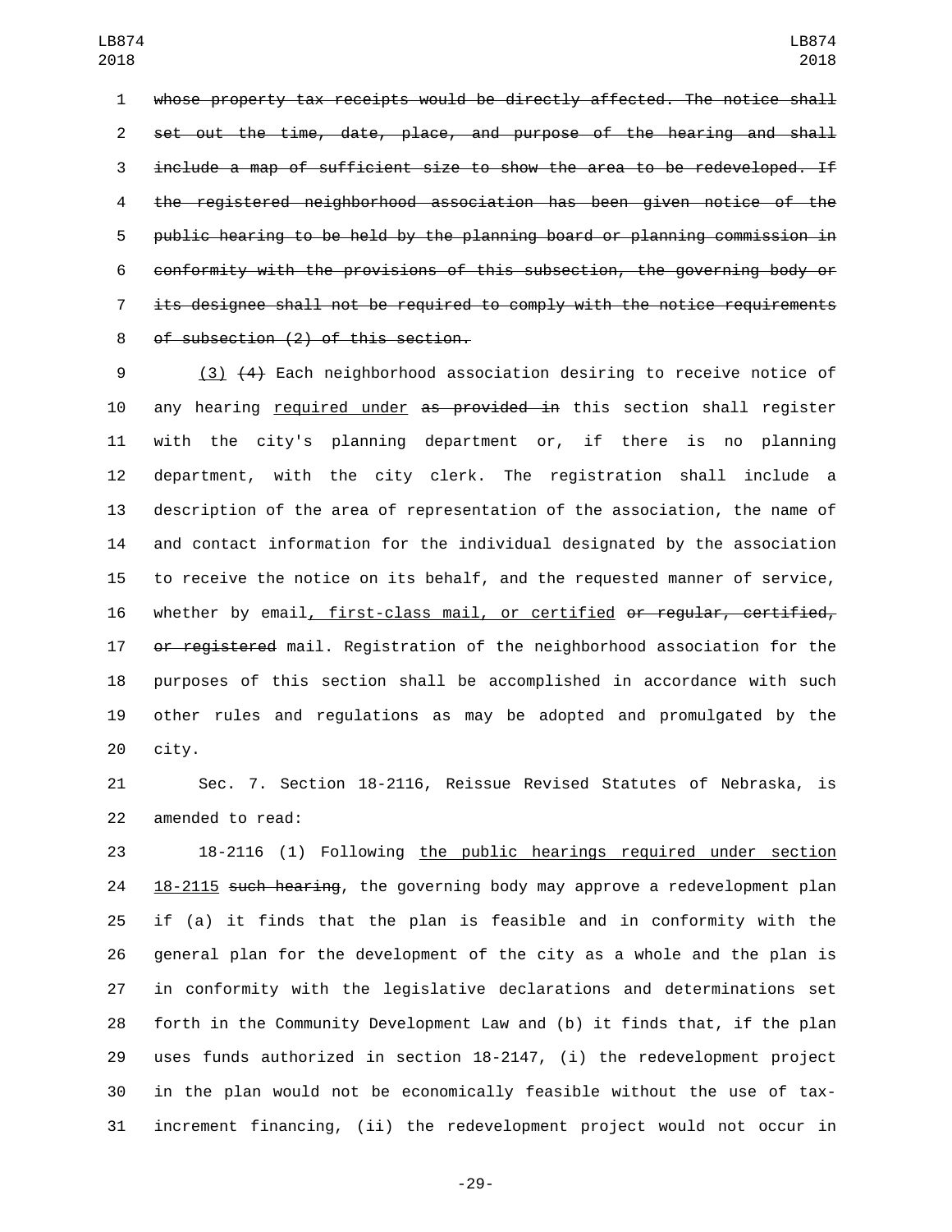~~whose property tax receipts would be directly affected. The notice shall set out the time, date, place, and purpose of the hearing and shall include a map of sufficient size to show the area to be redeveloped. If the registered neighborhood association has been given notice of the public hearing to be held by the planning board or planning commission in conformity with the provisions of this subsection, the governing body or its designee shall not be required to comply with the notice requirements of subsection (2) of this section.~~

<u>(3)</u> ~~(4)~~ Each neighborhood association desiring to receive notice of any hearing <u>required under</u> ~~as provided in~~ this section shall register with the city's planning department or, if there is no planning department, with the city clerk. The registration shall include a description of the area of representation of the association, the name of and contact information for the individual designated by the association to receive the notice on its behalf, and the requested manner of service, whether by email<u>, first-class mail, or certified</u> ~~or regular, certified, or registered~~ mail. Registration of the neighborhood association for the purposes of this section shall be accomplished in accordance with such other rules and regulations as may be adopted and promulgated by the city.

Sec. 7. Section 18-2116, Reissue Revised Statutes of Nebraska, is amended to read:

18-2116 (1) Following <u>the public hearings required under section 18-2115</u> ~~such hearing~~, the governing body may approve a redevelopment plan if (a) it finds that the plan is feasible and in conformity with the general plan for the development of the city as a whole and the plan is in conformity with the legislative declarations and determinations set forth in the Community Development Law and (b) it finds that, if the plan uses funds authorized in section 18-2147, (i) the redevelopment project in the plan would not be economically feasible without the use of tax-increment financing, (ii) the redevelopment project would not occur in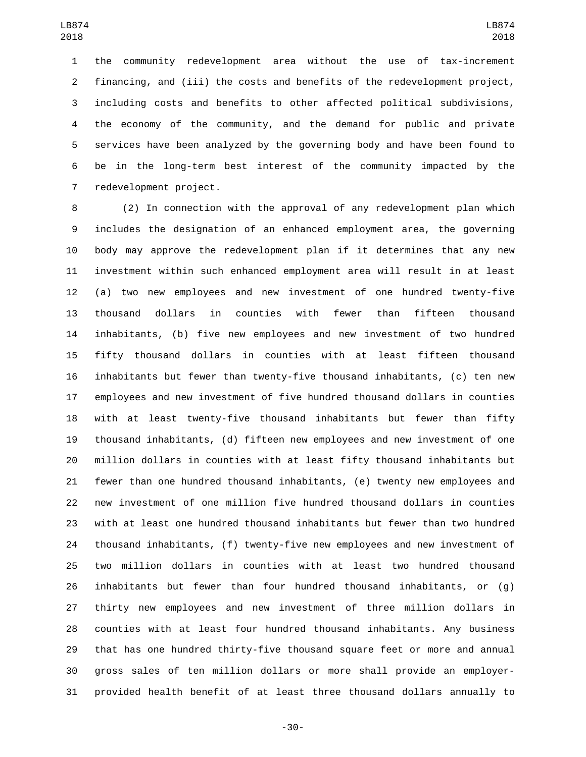the community redevelopment area without the use of tax-increment financing, and (iii) the costs and benefits of the redevelopment project, including costs and benefits to other affected political subdivisions, the economy of the community, and the demand for public and private services have been analyzed by the governing body and have been found to be in the long-term best interest of the community impacted by the redevelopment project.

(2) In connection with the approval of any redevelopment plan which includes the designation of an enhanced employment area, the governing body may approve the redevelopment plan if it determines that any new investment within such enhanced employment area will result in at least (a) two new employees and new investment of one hundred twenty-five thousand dollars in counties with fewer than fifteen thousand inhabitants, (b) five new employees and new investment of two hundred fifty thousand dollars in counties with at least fifteen thousand inhabitants but fewer than twenty-five thousand inhabitants, (c) ten new employees and new investment of five hundred thousand dollars in counties with at least twenty-five thousand inhabitants but fewer than fifty thousand inhabitants, (d) fifteen new employees and new investment of one million dollars in counties with at least fifty thousand inhabitants but fewer than one hundred thousand inhabitants, (e) twenty new employees and new investment of one million five hundred thousand dollars in counties with at least one hundred thousand inhabitants but fewer than two hundred thousand inhabitants, (f) twenty-five new employees and new investment of two million dollars in counties with at least two hundred thousand inhabitants but fewer than four hundred thousand inhabitants, or (g) thirty new employees and new investment of three million dollars in counties with at least four hundred thousand inhabitants. Any business that has one hundred thirty-five thousand square feet or more and annual gross sales of ten million dollars or more shall provide an employer-provided health benefit of at least three thousand dollars annually to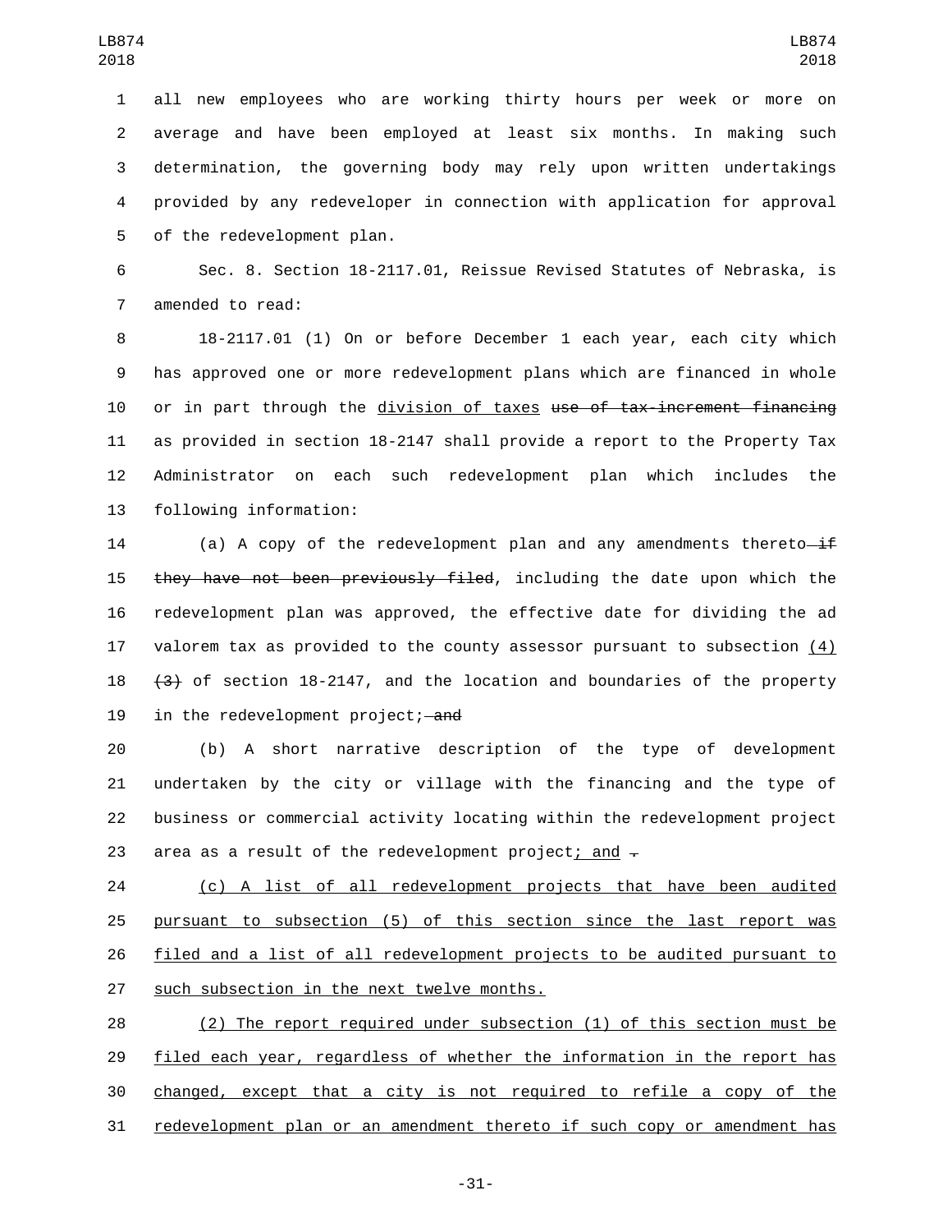all new employees who are working thirty hours per week or more on average and have been employed at least six months. In making such determination, the governing body may rely upon written undertakings provided by any redeveloper in connection with application for approval of the redevelopment plan.

Sec. 8. Section 18-2117.01, Reissue Revised Statutes of Nebraska, is amended to read:

18-2117.01 (1) On or before December 1 each year, each city which has approved one or more redevelopment plans which are financed in whole or in part through the division of taxes ~~use of tax-increment financing~~ as provided in section 18-2147 shall provide a report to the Property Tax Administrator on each such redevelopment plan which includes the following information:

(a) A copy of the redevelopment plan and any amendments thereto ~~if they have not been previously filed~~, including the date upon which the redevelopment plan was approved, the effective date for dividing the ad valorem tax as provided to the county assessor pursuant to subsection (4) ~~(3)~~ of section 18-2147, and the location and boundaries of the property in the redevelopment project; ~~and~~

(b) A short narrative description of the type of development undertaken by the city or village with the financing and the type of business or commercial activity locating within the redevelopment project area as a result of the redevelopment project; and ~~.~~

(c) A list of all redevelopment projects that have been audited pursuant to subsection (5) of this section since the last report was filed and a list of all redevelopment projects to be audited pursuant to such subsection in the next twelve months.

(2) The report required under subsection (1) of this section must be filed each year, regardless of whether the information in the report has changed, except that a city is not required to refile a copy of the redevelopment plan or an amendment thereto if such copy or amendment has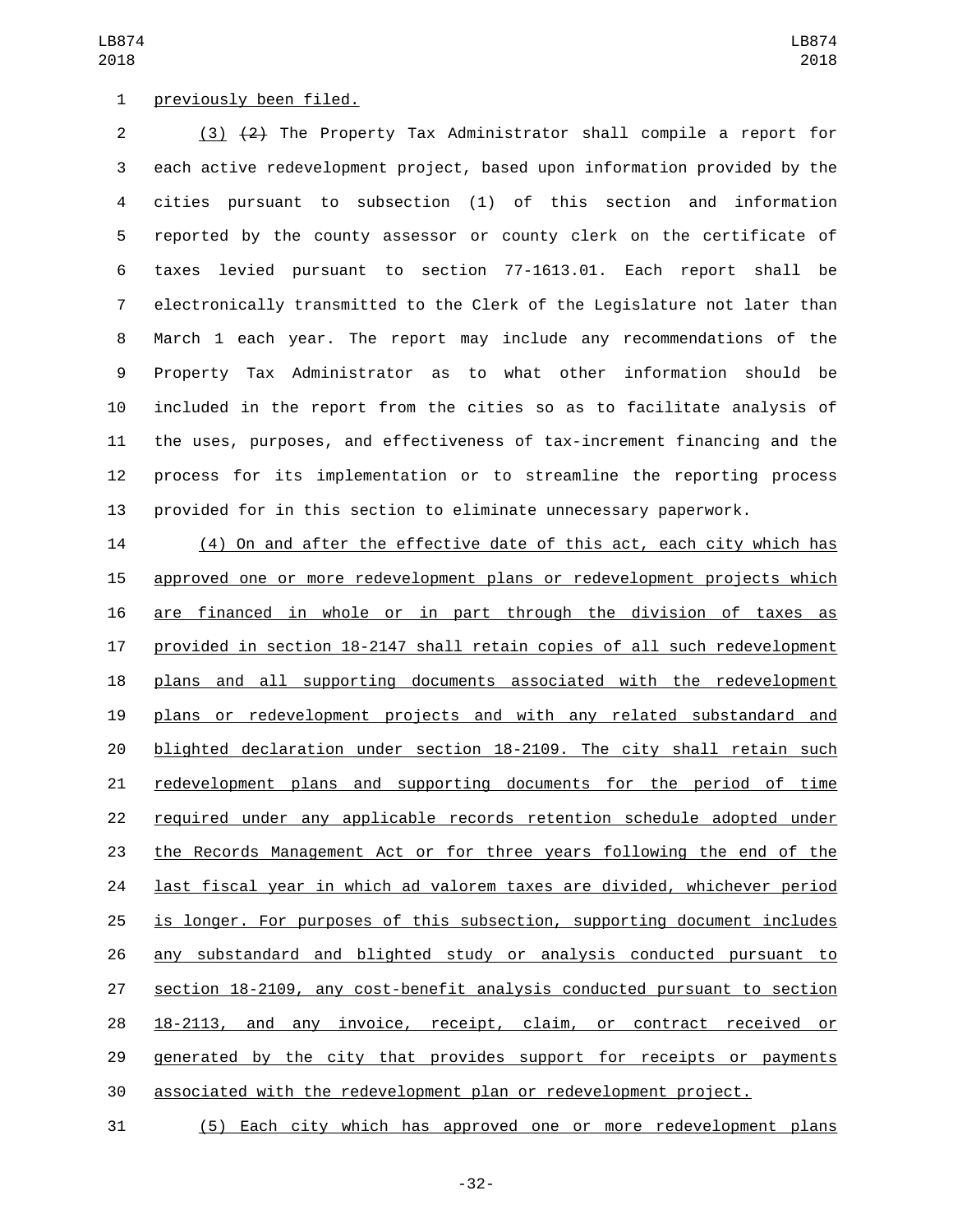previously been filed.

(3) ~~(2)~~ The Property Tax Administrator shall compile a report for each active redevelopment project, based upon information provided by the cities pursuant to subsection (1) of this section and information reported by the county assessor or county clerk on the certificate of taxes levied pursuant to section 77-1613.01. Each report shall be electronically transmitted to the Clerk of the Legislature not later than March 1 each year. The report may include any recommendations of the Property Tax Administrator as to what other information should be included in the report from the cities so as to facilitate analysis of the uses, purposes, and effectiveness of tax-increment financing and the process for its implementation or to streamline the reporting process provided for in this section to eliminate unnecessary paperwork.

(4) On and after the effective date of this act, each city which has approved one or more redevelopment plans or redevelopment projects which are financed in whole or in part through the division of taxes as provided in section 18-2147 shall retain copies of all such redevelopment plans and all supporting documents associated with the redevelopment plans or redevelopment projects and with any related substandard and blighted declaration under section 18-2109. The city shall retain such redevelopment plans and supporting documents for the period of time required under any applicable records retention schedule adopted under the Records Management Act or for three years following the end of the last fiscal year in which ad valorem taxes are divided, whichever period is longer. For purposes of this subsection, supporting document includes any substandard and blighted study or analysis conducted pursuant to section 18-2109, any cost-benefit analysis conducted pursuant to section 18-2113, and any invoice, receipt, claim, or contract received or generated by the city that provides support for receipts or payments associated with the redevelopment plan or redevelopment project.

(5) Each city which has approved one or more redevelopment plans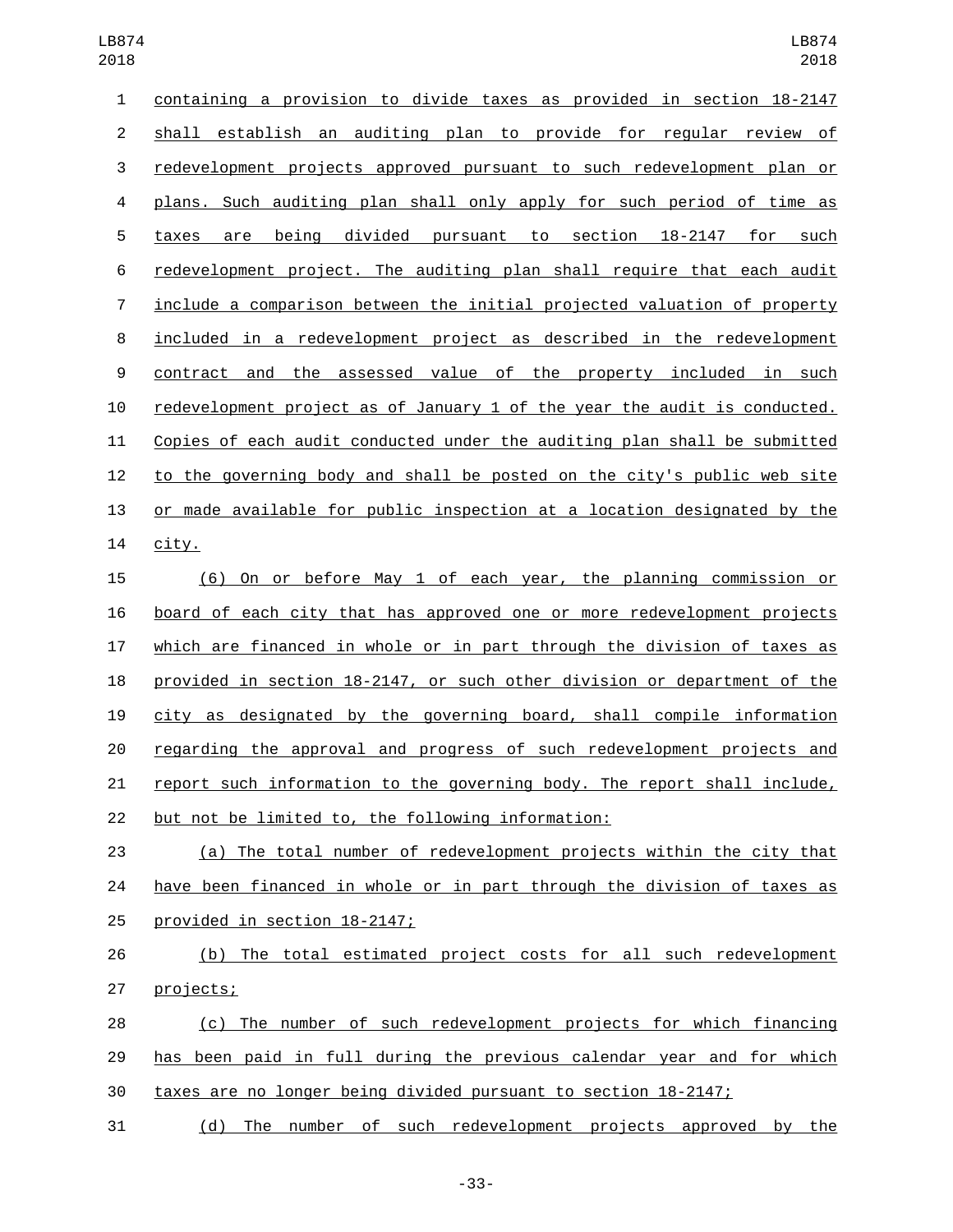containing a provision to divide taxes as provided in section 18-2147 shall establish an auditing plan to provide for regular review of redevelopment projects approved pursuant to such redevelopment plan or plans. Such auditing plan shall only apply for such period of time as taxes are being divided pursuant to section 18-2147 for such redevelopment project. The auditing plan shall require that each audit include a comparison between the initial projected valuation of property included in a redevelopment project as described in the redevelopment contract and the assessed value of the property included in such redevelopment project as of January 1 of the year the audit is conducted. Copies of each audit conducted under the auditing plan shall be submitted to the governing body and shall be posted on the city's public web site or made available for public inspection at a location designated by the city.

(6) On or before May 1 of each year, the planning commission or board of each city that has approved one or more redevelopment projects which are financed in whole or in part through the division of taxes as provided in section 18-2147, or such other division or department of the city as designated by the governing board, shall compile information regarding the approval and progress of such redevelopment projects and report such information to the governing body. The report shall include, but not be limited to, the following information:

(a) The total number of redevelopment projects within the city that have been financed in whole or in part through the division of taxes as provided in section 18-2147;

(b) The total estimated project costs for all such redevelopment projects;

(c) The number of such redevelopment projects for which financing has been paid in full during the previous calendar year and for which taxes are no longer being divided pursuant to section 18-2147;

(d) The number of such redevelopment projects approved by the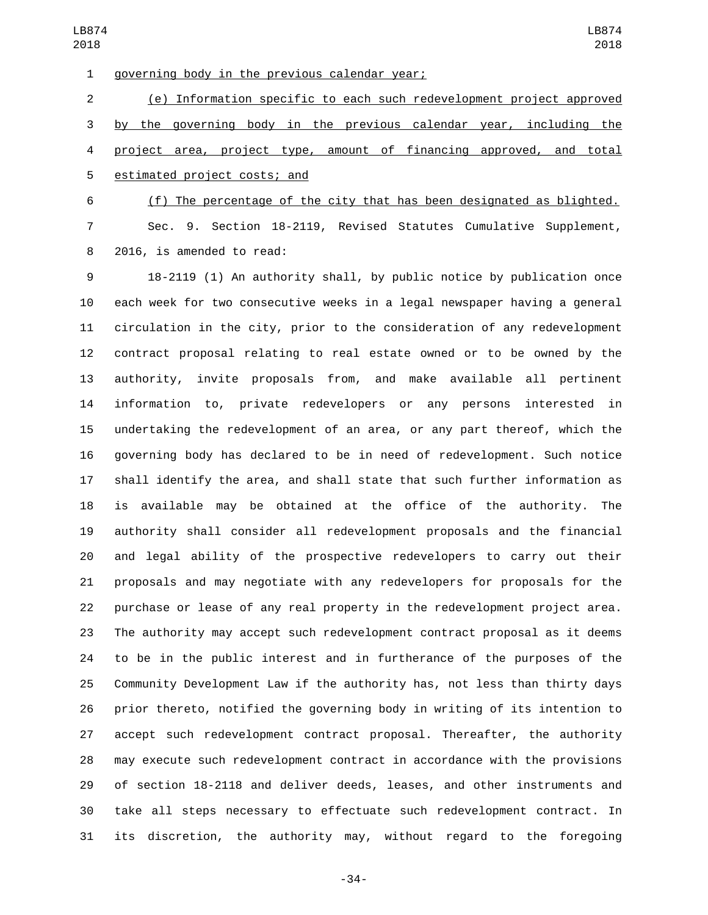governing body in the previous calendar year;

(e) Information specific to each such redevelopment project approved by the governing body in the previous calendar year, including the project area, project type, amount of financing approved, and total estimated project costs; and

(f) The percentage of the city that has been designated as blighted.

Sec. 9. Section 18-2119, Revised Statutes Cumulative Supplement, 2016, is amended to read:

18-2119 (1) An authority shall, by public notice by publication once each week for two consecutive weeks in a legal newspaper having a general circulation in the city, prior to the consideration of any redevelopment contract proposal relating to real estate owned or to be owned by the authority, invite proposals from, and make available all pertinent information to, private redevelopers or any persons interested in undertaking the redevelopment of an area, or any part thereof, which the governing body has declared to be in need of redevelopment. Such notice shall identify the area, and shall state that such further information as is available may be obtained at the office of the authority. The authority shall consider all redevelopment proposals and the financial and legal ability of the prospective redevelopers to carry out their proposals and may negotiate with any redevelopers for proposals for the purchase or lease of any real property in the redevelopment project area. The authority may accept such redevelopment contract proposal as it deems to be in the public interest and in furtherance of the purposes of the Community Development Law if the authority has, not less than thirty days prior thereto, notified the governing body in writing of its intention to accept such redevelopment contract proposal. Thereafter, the authority may execute such redevelopment contract in accordance with the provisions of section 18-2118 and deliver deeds, leases, and other instruments and take all steps necessary to effectuate such redevelopment contract. In its discretion, the authority may, without regard to the foregoing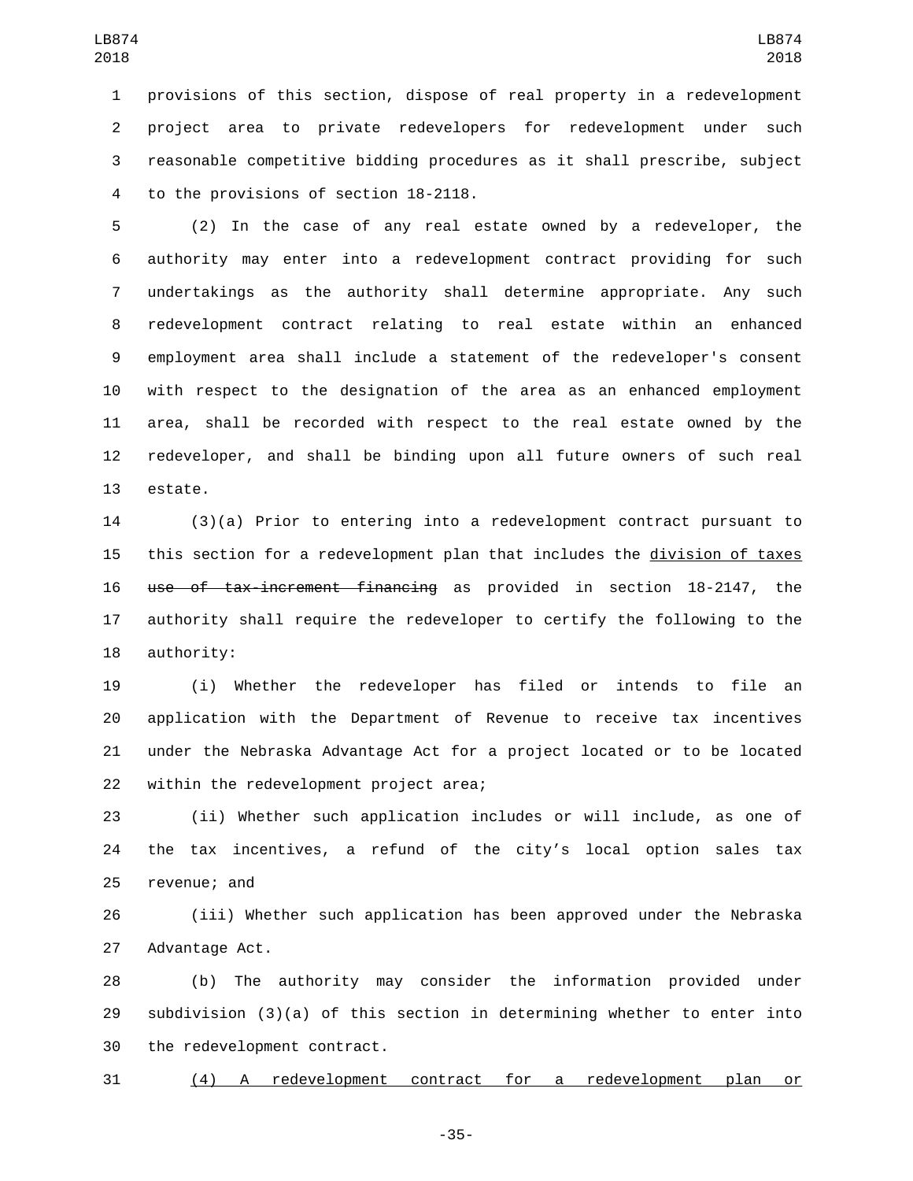provisions of this section, dispose of real property in a redevelopment project area to private redevelopers for redevelopment under such reasonable competitive bidding procedures as it shall prescribe, subject to the provisions of section 18-2118.

(2) In the case of any real estate owned by a redeveloper, the authority may enter into a redevelopment contract providing for such undertakings as the authority shall determine appropriate. Any such redevelopment contract relating to real estate within an enhanced employment area shall include a statement of the redeveloper's consent with respect to the designation of the area as an enhanced employment area, shall be recorded with respect to the real estate owned by the redeveloper, and shall be binding upon all future owners of such real estate.

(3)(a) Prior to entering into a redevelopment contract pursuant to this section for a redevelopment plan that includes the <u>division of taxes</u> ~~use of tax-increment financing~~ as provided in section 18-2147, the authority shall require the redeveloper to certify the following to the authority:

(i) Whether the redeveloper has filed or intends to file an application with the Department of Revenue to receive tax incentives under the Nebraska Advantage Act for a project located or to be located within the redevelopment project area;

(ii) Whether such application includes or will include, as one of the tax incentives, a refund of the city’s local option sales tax revenue; and

(iii) Whether such application has been approved under the Nebraska Advantage Act.

(b) The authority may consider the information provided under subdivision (3)(a) of this section in determining whether to enter into the redevelopment contract.

<u>(4) A redevelopment contract for a redevelopment plan or</u>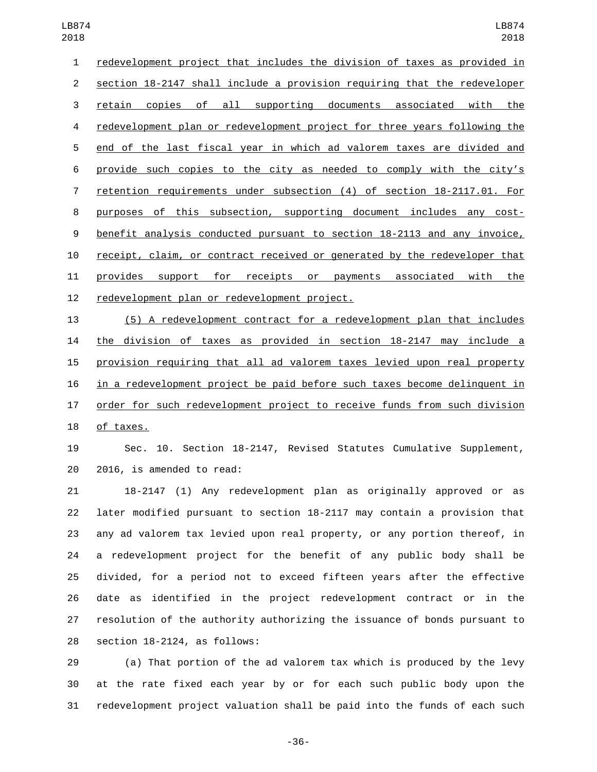redevelopment project that includes the division of taxes as provided in section 18-2147 shall include a provision requiring that the redeveloper retain copies of all supporting documents associated with the redevelopment plan or redevelopment project for three years following the end of the last fiscal year in which ad valorem taxes are divided and provide such copies to the city as needed to comply with the city's retention requirements under subsection (4) of section 18-2117.01. For purposes of this subsection, supporting document includes any cost-benefit analysis conducted pursuant to section 18-2113 and any invoice, receipt, claim, or contract received or generated by the redeveloper that provides support for receipts or payments associated with the redevelopment plan or redevelopment project.

(5) A redevelopment contract for a redevelopment plan that includes the division of taxes as provided in section 18-2147 may include a provision requiring that all ad valorem taxes levied upon real property in a redevelopment project be paid before such taxes become delinquent in order for such redevelopment project to receive funds from such division of taxes.

Sec. 10. Section 18-2147, Revised Statutes Cumulative Supplement, 2016, is amended to read:

18-2147 (1) Any redevelopment plan as originally approved or as later modified pursuant to section 18-2117 may contain a provision that any ad valorem tax levied upon real property, or any portion thereof, in a redevelopment project for the benefit of any public body shall be divided, for a period not to exceed fifteen years after the effective date as identified in the project redevelopment contract or in the resolution of the authority authorizing the issuance of bonds pursuant to section 18-2124, as follows:

(a) That portion of the ad valorem tax which is produced by the levy at the rate fixed each year by or for each such public body upon the redevelopment project valuation shall be paid into the funds of each such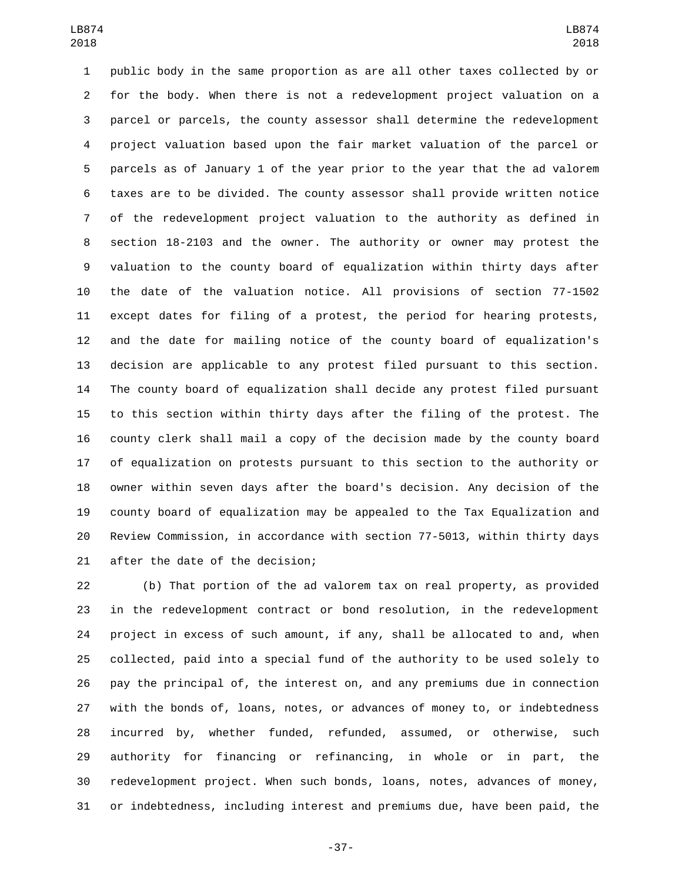public body in the same proportion as are all other taxes collected by or for the body. When there is not a redevelopment project valuation on a parcel or parcels, the county assessor shall determine the redevelopment project valuation based upon the fair market valuation of the parcel or parcels as of January 1 of the year prior to the year that the ad valorem taxes are to be divided. The county assessor shall provide written notice of the redevelopment project valuation to the authority as defined in section 18-2103 and the owner. The authority or owner may protest the valuation to the county board of equalization within thirty days after the date of the valuation notice. All provisions of section 77-1502 except dates for filing of a protest, the period for hearing protests, and the date for mailing notice of the county board of equalization's decision are applicable to any protest filed pursuant to this section. The county board of equalization shall decide any protest filed pursuant to this section within thirty days after the filing of the protest. The county clerk shall mail a copy of the decision made by the county board of equalization on protests pursuant to this section to the authority or owner within seven days after the board's decision. Any decision of the county board of equalization may be appealed to the Tax Equalization and Review Commission, in accordance with section 77-5013, within thirty days after the date of the decision;

(b) That portion of the ad valorem tax on real property, as provided in the redevelopment contract or bond resolution, in the redevelopment project in excess of such amount, if any, shall be allocated to and, when collected, paid into a special fund of the authority to be used solely to pay the principal of, the interest on, and any premiums due in connection with the bonds of, loans, notes, or advances of money to, or indebtedness incurred by, whether funded, refunded, assumed, or otherwise, such authority for financing or refinancing, in whole or in part, the redevelopment project. When such bonds, loans, notes, advances of money, or indebtedness, including interest and premiums due, have been paid, the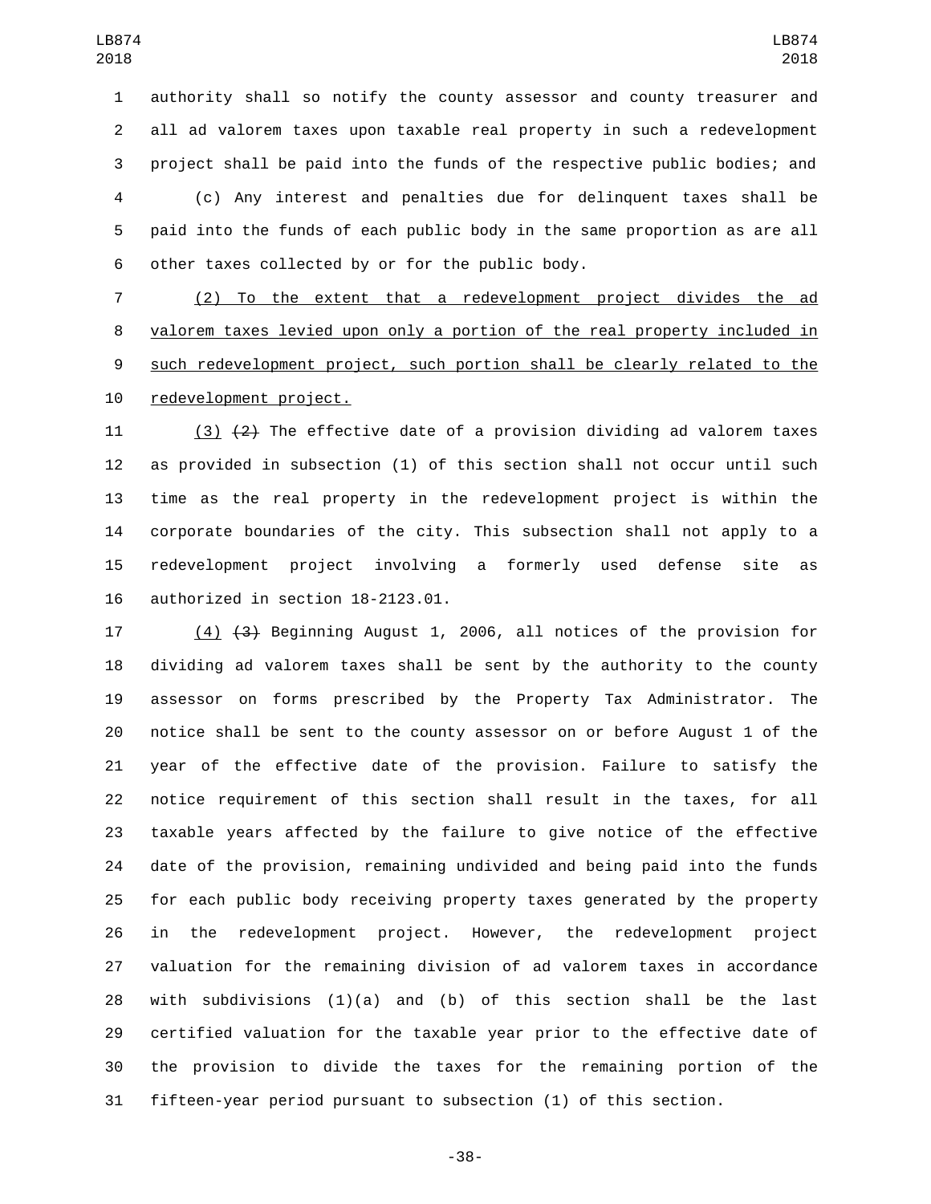authority shall so notify the county assessor and county treasurer and all ad valorem taxes upon taxable real property in such a redevelopment project shall be paid into the funds of the respective public bodies; and

(c) Any interest and penalties due for delinquent taxes shall be paid into the funds of each public body in the same proportion as are all other taxes collected by or for the public body.

(2) To the extent that a redevelopment project divides the ad valorem taxes levied upon only a portion of the real property included in such redevelopment project, such portion shall be clearly related to the redevelopment project.

(3) ~~(2)~~ The effective date of a provision dividing ad valorem taxes as provided in subsection (1) of this section shall not occur until such time as the real property in the redevelopment project is within the corporate boundaries of the city. This subsection shall not apply to a redevelopment project involving a formerly used defense site as authorized in section 18-2123.01.

(4) ~~(3)~~ Beginning August 1, 2006, all notices of the provision for dividing ad valorem taxes shall be sent by the authority to the county assessor on forms prescribed by the Property Tax Administrator. The notice shall be sent to the county assessor on or before August 1 of the year of the effective date of the provision. Failure to satisfy the notice requirement of this section shall result in the taxes, for all taxable years affected by the failure to give notice of the effective date of the provision, remaining undivided and being paid into the funds for each public body receiving property taxes generated by the property in the redevelopment project. However, the redevelopment project valuation for the remaining division of ad valorem taxes in accordance with subdivisions (1)(a) and (b) of this section shall be the last certified valuation for the taxable year prior to the effective date of the provision to divide the taxes for the remaining portion of the fifteen-year period pursuant to subsection (1) of this section.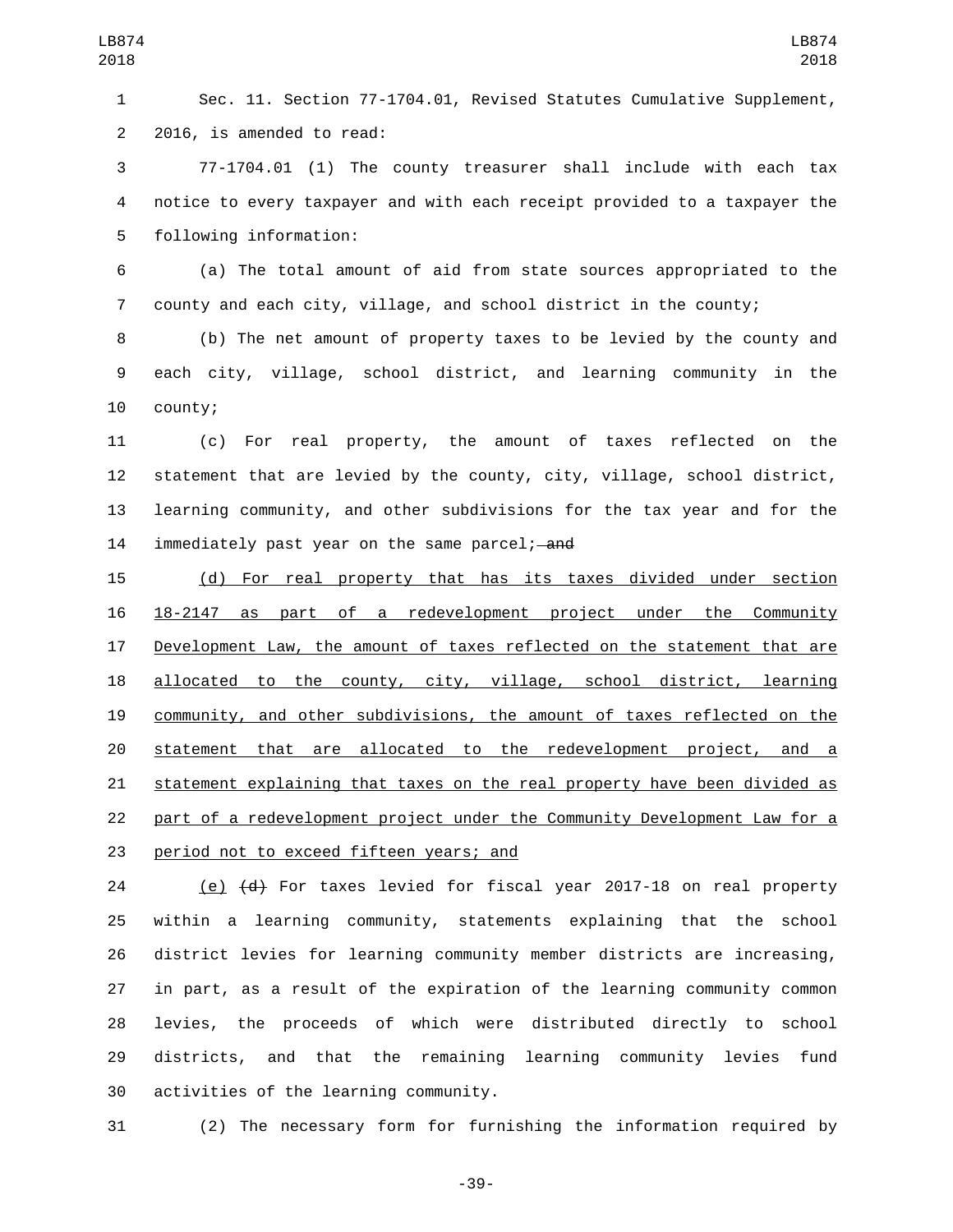Sec. 11. Section 77-1704.01, Revised Statutes Cumulative Supplement, 2016, is amended to read:

77-1704.01 (1) The county treasurer shall include with each tax notice to every taxpayer and with each receipt provided to a taxpayer the following information:

(a) The total amount of aid from state sources appropriated to the county and each city, village, and school district in the county;

(b) The net amount of property taxes to be levied by the county and each city, village, school district, and learning community in the county;

(c) For real property, the amount of taxes reflected on the statement that are levied by the county, city, village, school district, learning community, and other subdivisions for the tax year and for the immediately past year on the same parcel; ~~and~~

<u>(d) For real property that has its taxes divided under section 18-2147 as part of a redevelopment project under the Community Development Law, the amount of taxes reflected on the statement that are allocated to the county, city, village, school district, learning community, and other subdivisions, the amount of taxes reflected on the statement that are allocated to the redevelopment project, and a statement explaining that taxes on the real property have been divided as part of a redevelopment project under the Community Development Law for a period not to exceed fifteen years; and</u>

<u>(e)</u> ~~(d)~~ For taxes levied for fiscal year 2017-18 on real property within a learning community, statements explaining that the school district levies for learning community member districts are increasing, in part, as a result of the expiration of the learning community common levies, the proceeds of which were distributed directly to school districts, and that the remaining learning community levies fund activities of the learning community.

(2) The necessary form for furnishing the information required by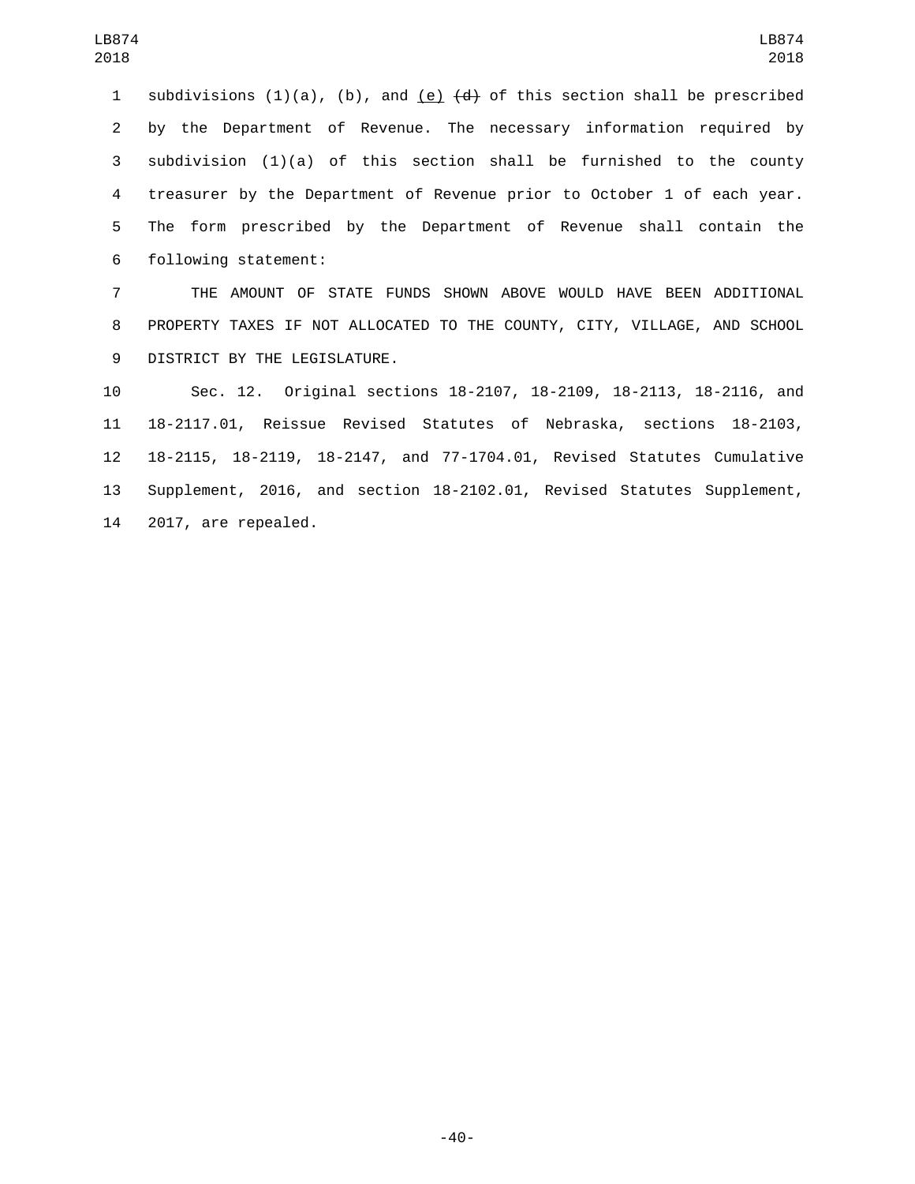subdivisions (1)(a), (b), and (e) ~~(d)~~ of this section shall be prescribed by the Department of Revenue. The necessary information required by subdivision (1)(a) of this section shall be furnished to the county treasurer by the Department of Revenue prior to October 1 of each year. The form prescribed by the Department of Revenue shall contain the following statement:

THE AMOUNT OF STATE FUNDS SHOWN ABOVE WOULD HAVE BEEN ADDITIONAL PROPERTY TAXES IF NOT ALLOCATED TO THE COUNTY, CITY, VILLAGE, AND SCHOOL DISTRICT BY THE LEGISLATURE.

Sec. 12. Original sections 18-2107, 18-2109, 18-2113, 18-2116, and 18-2117.01, Reissue Revised Statutes of Nebraska, sections 18-2103, 18-2115, 18-2119, 18-2147, and 77-1704.01, Revised Statutes Cumulative Supplement, 2016, and section 18-2102.01, Revised Statutes Supplement, 2017, are repealed.